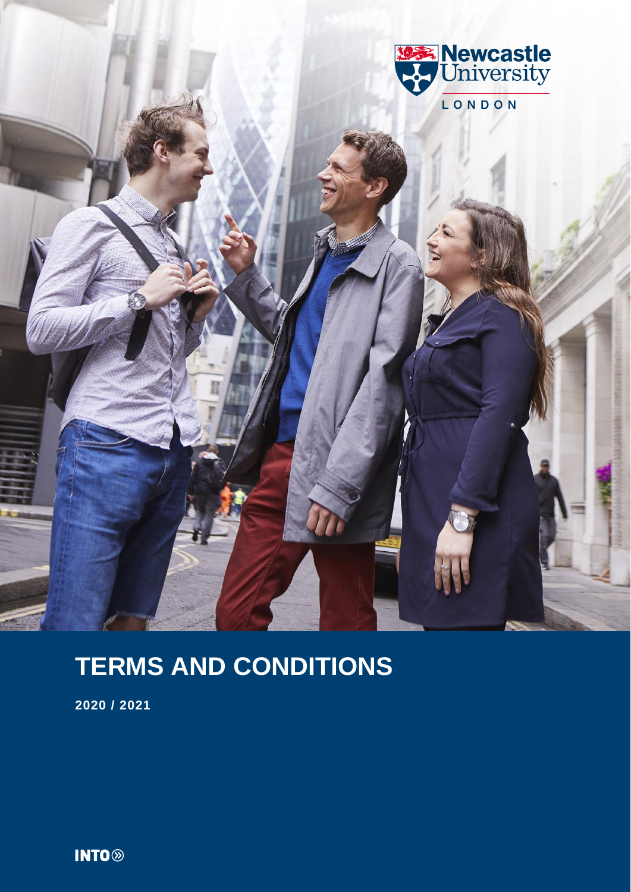Newcastle University

LONDON

# TERMS AND CONDITIONS

**2020 / 2021**

INTO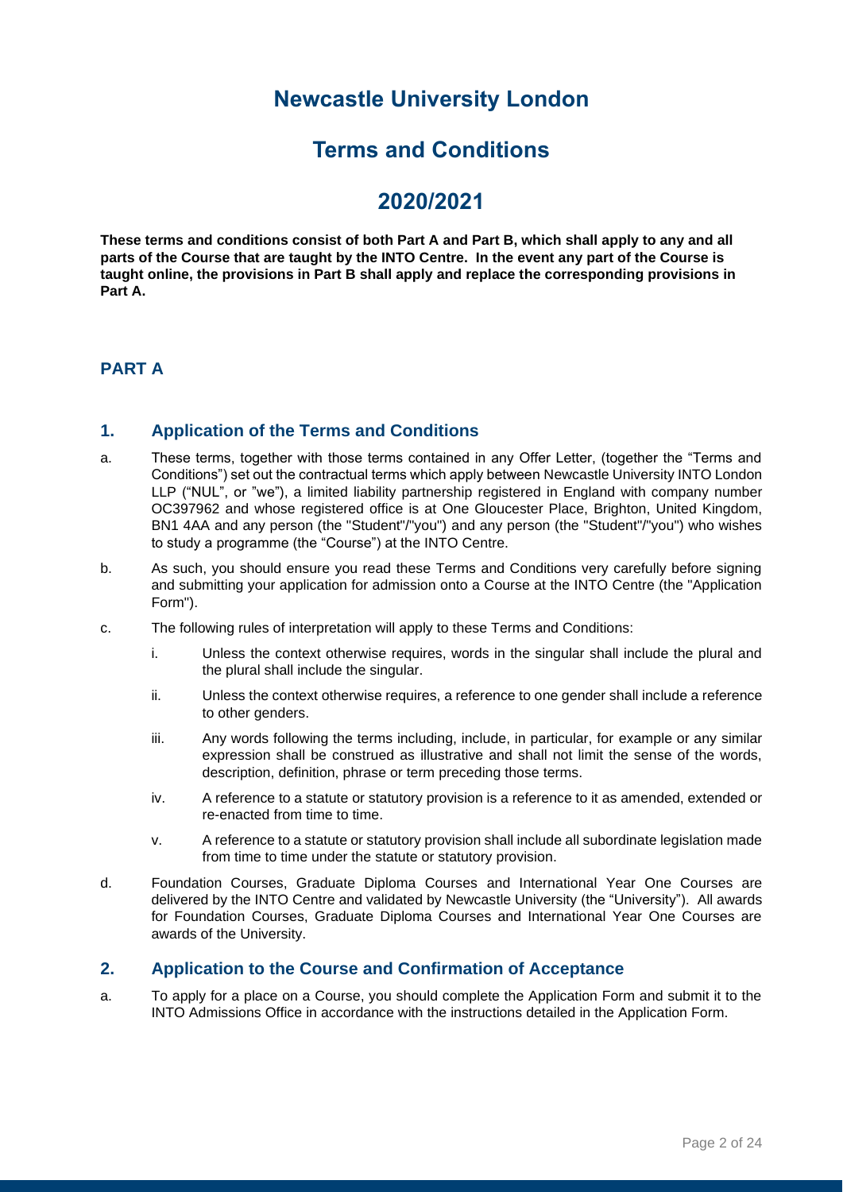# Newcastle University London

# Terms and Conditions

# 2020/2021

**These terms and conditions consist of both Part A and Part B, which shall apply to any and all parts of the Course that are taught by the INTO Centre. In the event any part of the Course is taught online, the provisions in Part B shall apply and replace the corresponding provisions in Part A.**

## PART A

### 1. Application of the Terms and Conditions

a. These terms, together with those terms contained in any Offer Letter, (together the "Terms and Conditions") set out the contractual terms which apply between Newcastle University INTO London LLP ("NUL", or "we"), a limited liability partnership registered in England with company number OC397962 and whose registered office is at One Gloucester Place, Brighton, United Kingdom, BN1 4AA and any person (the "Student"/"you") and any person (the "Student"/"you") who wishes to study a programme (the "Course") at the INTO Centre.

b. As such, you should ensure you read these Terms and Conditions very carefully before signing and submitting your application for admission onto a Course at the INTO Centre (the "Application Form").

c. The following rules of interpretation will apply to these Terms and Conditions:

   i. Unless the context otherwise requires, words in the singular shall include the plural and the plural shall include the singular.

   ii. Unless the context otherwise requires, a reference to one gender shall include a reference to other genders.

   iii. Any words following the terms including, include, in particular, for example or any similar expression shall be construed as illustrative and shall not limit the sense of the words, description, definition, phrase or term preceding those terms.

   iv. A reference to a statute or statutory provision is a reference to it as amended, extended or re-enacted from time to time.

   v. A reference to a statute or statutory provision shall include all subordinate legislation made from time to time under the statute or statutory provision.

d. Foundation Courses, Graduate Diploma Courses and International Year One Courses are delivered by the INTO Centre and validated by Newcastle University (the "University"). All awards for Foundation Courses, Graduate Diploma Courses and International Year One Courses are awards of the University.

### 2. Application to the Course and Confirmation of Acceptance

a. To apply for a place on a Course, you should complete the Application Form and submit it to the INTO Admissions Office in accordance with the instructions detailed in the Application Form.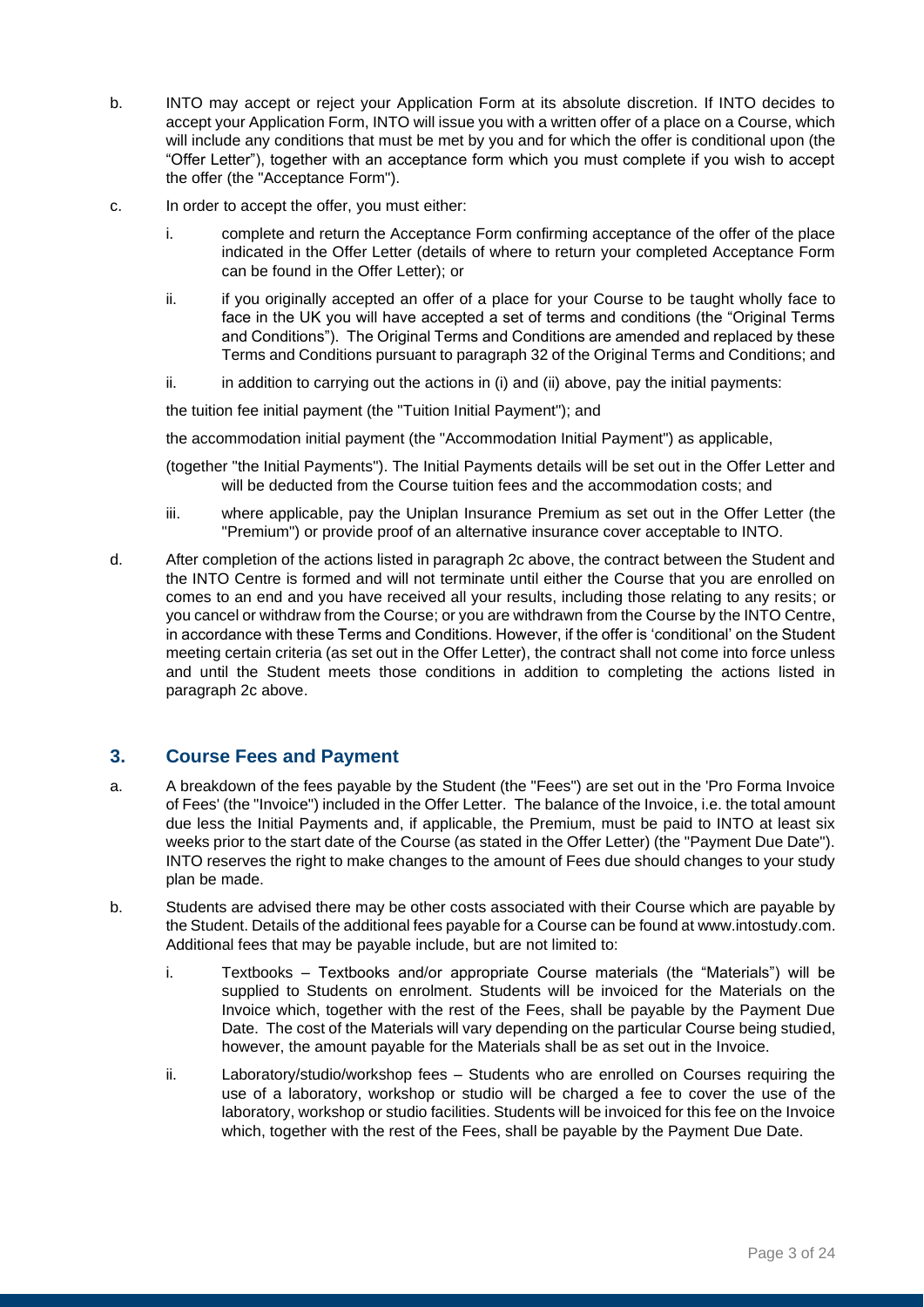b. INTO may accept or reject your Application Form at its absolute discretion. If INTO decides to accept your Application Form, INTO will issue you with a written offer of a place on a Course, which will include any conditions that must be met by you and for which the offer is conditional upon (the "Offer Letter"), together with an acceptance form which you must complete if you wish to accept the offer (the "Acceptance Form").

c. In order to accept the offer, you must either:

   i. complete and return the Acceptance Form confirming acceptance of the offer of the place indicated in the Offer Letter (details of where to return your completed Acceptance Form can be found in the Offer Letter); or

   ii. if you originally accepted an offer of a place for your Course to be taught wholly face to face in the UK you will have accepted a set of terms and conditions (the "Original Terms and Conditions"). The Original Terms and Conditions are amended and replaced by these Terms and Conditions pursuant to paragraph 32 of the Original Terms and Conditions; and

   ii. in addition to carrying out the actions in (i) and (ii) above, pay the initial payments:

   the tuition fee initial payment (the "Tuition Initial Payment"); and

   the accommodation initial payment (the "Accommodation Initial Payment") as applicable,

   (together "the Initial Payments"). The Initial Payments details will be set out in the Offer Letter and will be deducted from the Course tuition fees and the accommodation costs; and

   iii. where applicable, pay the Uniplan Insurance Premium as set out in the Offer Letter (the "Premium") or provide proof of an alternative insurance cover acceptable to INTO.

d. After completion of the actions listed in paragraph 2c above, the contract between the Student and the INTO Centre is formed and will not terminate until either the Course that you are enrolled on comes to an end and you have received all your results, including those relating to any resits; or you cancel or withdraw from the Course; or you are withdrawn from the Course by the INTO Centre, in accordance with these Terms and Conditions. However, if the offer is 'conditional' on the Student meeting certain criteria (as set out in the Offer Letter), the contract shall not come into force unless and until the Student meets those conditions in addition to completing the actions listed in paragraph 2c above.

## 3. Course Fees and Payment

a. A breakdown of the fees payable by the Student (the "Fees") are set out in the 'Pro Forma Invoice of Fees' (the "Invoice") included in the Offer Letter. The balance of the Invoice, i.e. the total amount due less the Initial Payments and, if applicable, the Premium, must be paid to INTO at least six weeks prior to the start date of the Course (as stated in the Offer Letter) (the "Payment Due Date"). INTO reserves the right to make changes to the amount of Fees due should changes to your study plan be made.

b. Students are advised there may be other costs associated with their Course which are payable by the Student. Details of the additional fees payable for a Course can be found at www.intostudy.com. Additional fees that may be payable include, but are not limited to:

   i. Textbooks – Textbooks and/or appropriate Course materials (the "Materials") will be supplied to Students on enrolment. Students will be invoiced for the Materials on the Invoice which, together with the rest of the Fees, shall be payable by the Payment Due Date. The cost of the Materials will vary depending on the particular Course being studied, however, the amount payable for the Materials shall be as set out in the Invoice.

   ii. Laboratory/studio/workshop fees – Students who are enrolled on Courses requiring the use of a laboratory, workshop or studio will be charged a fee to cover the use of the laboratory, workshop or studio facilities. Students will be invoiced for this fee on the Invoice which, together with the rest of the Fees, shall be payable by the Payment Due Date.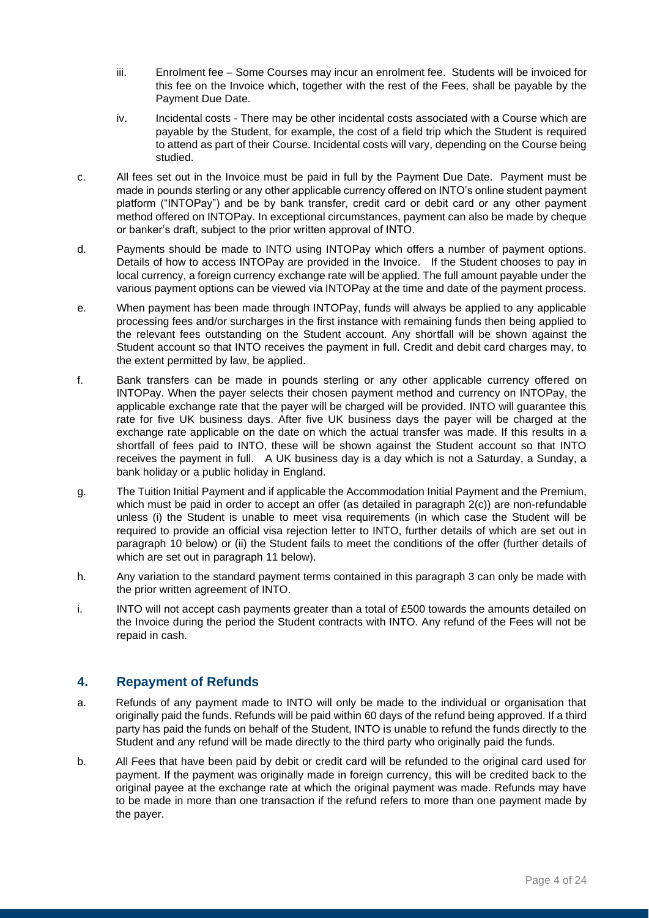iii. Enrolment fee – Some Courses may incur an enrolment fee. Students will be invoiced for this fee on the Invoice which, together with the rest of the Fees, shall be payable by the Payment Due Date.

iv. Incidental costs - There may be other incidental costs associated with a Course which are payable by the Student, for example, the cost of a field trip which the Student is required to attend as part of their Course. Incidental costs will vary, depending on the Course being studied.

c. All fees set out in the Invoice must be paid in full by the Payment Due Date. Payment must be made in pounds sterling or any other applicable currency offered on INTO's online student payment platform ("INTOPay") and be by bank transfer, credit card or debit card or any other payment method offered on INTOPay. In exceptional circumstances, payment can also be made by cheque or banker's draft, subject to the prior written approval of INTO.

d. Payments should be made to INTO using INTOPay which offers a number of payment options. Details of how to access INTOPay are provided in the Invoice. If the Student chooses to pay in local currency, a foreign currency exchange rate will be applied. The full amount payable under the various payment options can be viewed via INTOPay at the time and date of the payment process.

e. When payment has been made through INTOPay, funds will always be applied to any applicable processing fees and/or surcharges in the first instance with remaining funds then being applied to the relevant fees outstanding on the Student account. Any shortfall will be shown against the Student account so that INTO receives the payment in full. Credit and debit card charges may, to the extent permitted by law, be applied.

f. Bank transfers can be made in pounds sterling or any other applicable currency offered on INTOPay. When the payer selects their chosen payment method and currency on INTOPay, the applicable exchange rate that the payer will be charged will be provided. INTO will guarantee this rate for five UK business days. After five UK business days the payer will be charged at the exchange rate applicable on the date on which the actual transfer was made. If this results in a shortfall of fees paid to INTO, these will be shown against the Student account so that INTO receives the payment in full. A UK business day is a day which is not a Saturday, a Sunday, a bank holiday or a public holiday in England.

g. The Tuition Initial Payment and if applicable the Accommodation Initial Payment and the Premium, which must be paid in order to accept an offer (as detailed in paragraph 2(c)) are non-refundable unless (i) the Student is unable to meet visa requirements (in which case the Student will be required to provide an official visa rejection letter to INTO, further details of which are set out in paragraph 10 below) or (ii) the Student fails to meet the conditions of the offer (further details of which are set out in paragraph 11 below).

h. Any variation to the standard payment terms contained in this paragraph 3 can only be made with the prior written agreement of INTO.

i. INTO will not accept cash payments greater than a total of £500 towards the amounts detailed on the Invoice during the period the Student contracts with INTO. Any refund of the Fees will not be repaid in cash.

## 4. Repayment of Refunds

a. Refunds of any payment made to INTO will only be made to the individual or organisation that originally paid the funds. Refunds will be paid within 60 days of the refund being approved. If a third party has paid the funds on behalf of the Student, INTO is unable to refund the funds directly to the Student and any refund will be made directly to the third party who originally paid the funds.

b. All Fees that have been paid by debit or credit card will be refunded to the original card used for payment. If the payment was originally made in foreign currency, this will be credited back to the original payee at the exchange rate at which the original payment was made. Refunds may have to be made in more than one transaction if the refund refers to more than one payment made by the payer.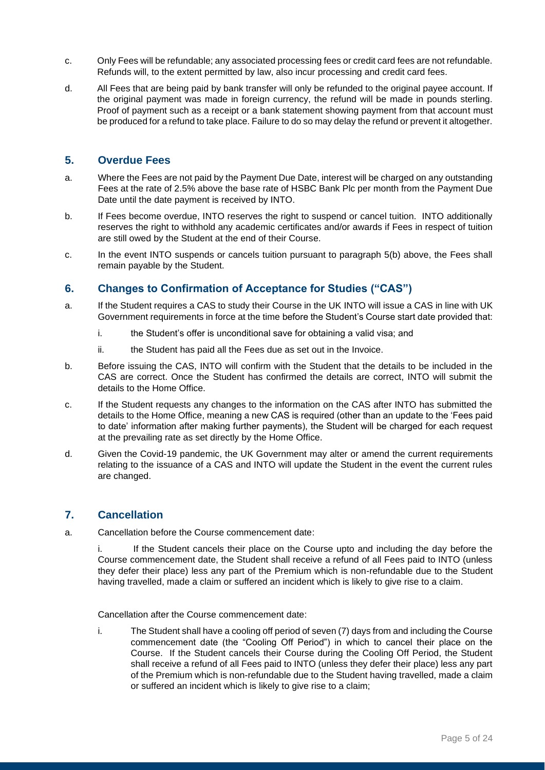c. Only Fees will be refundable; any associated processing fees or credit card fees are not refundable. Refunds will, to the extent permitted by law, also incur processing and credit card fees.

d. All Fees that are being paid by bank transfer will only be refunded to the original payee account. If the original payment was made in foreign currency, the refund will be made in pounds sterling. Proof of payment such as a receipt or a bank statement showing payment from that account must be produced for a refund to take place. Failure to do so may delay the refund or prevent it altogether.

## 5. Overdue Fees

a. Where the Fees are not paid by the Payment Due Date, interest will be charged on any outstanding Fees at the rate of 2.5% above the base rate of HSBC Bank Plc per month from the Payment Due Date until the date payment is received by INTO.

b. If Fees become overdue, INTO reserves the right to suspend or cancel tuition. INTO additionally reserves the right to withhold any academic certificates and/or awards if Fees in respect of tuition are still owed by the Student at the end of their Course.

c. In the event INTO suspends or cancels tuition pursuant to paragraph 5(b) above, the Fees shall remain payable by the Student.

## 6. Changes to Confirmation of Acceptance for Studies ("CAS")

a. If the Student requires a CAS to study their Course in the UK INTO will issue a CAS in line with UK Government requirements in force at the time before the Student's Course start date provided that:

   i. the Student's offer is unconditional save for obtaining a valid visa; and

   ii. the Student has paid all the Fees due as set out in the Invoice.

b. Before issuing the CAS, INTO will confirm with the Student that the details to be included in the CAS are correct. Once the Student has confirmed the details are correct, INTO will submit the details to the Home Office.

c. If the Student requests any changes to the information on the CAS after INTO has submitted the details to the Home Office, meaning a new CAS is required (other than an update to the 'Fees paid to date' information after making further payments), the Student will be charged for each request at the prevailing rate as set directly by the Home Office.

d. Given the Covid-19 pandemic, the UK Government may alter or amend the current requirements relating to the issuance of a CAS and INTO will update the Student in the event the current rules are changed.

## 7. Cancellation

a. Cancellation before the Course commencement date:

   i. If the Student cancels their place on the Course upto and including the day before the Course commencement date, the Student shall receive a refund of all Fees paid to INTO (unless they defer their place) less any part of the Premium which is non-refundable due to the Student having travelled, made a claim or suffered an incident which is likely to give rise to a claim.

Cancellation after the Course commencement date:

   i. The Student shall have a cooling off period of seven (7) days from and including the Course commencement date (the "Cooling Off Period") in which to cancel their place on the Course. If the Student cancels their Course during the Cooling Off Period, the Student shall receive a refund of all Fees paid to INTO (unless they defer their place) less any part of the Premium which is non-refundable due to the Student having travelled, made a claim or suffered an incident which is likely to give rise to a claim;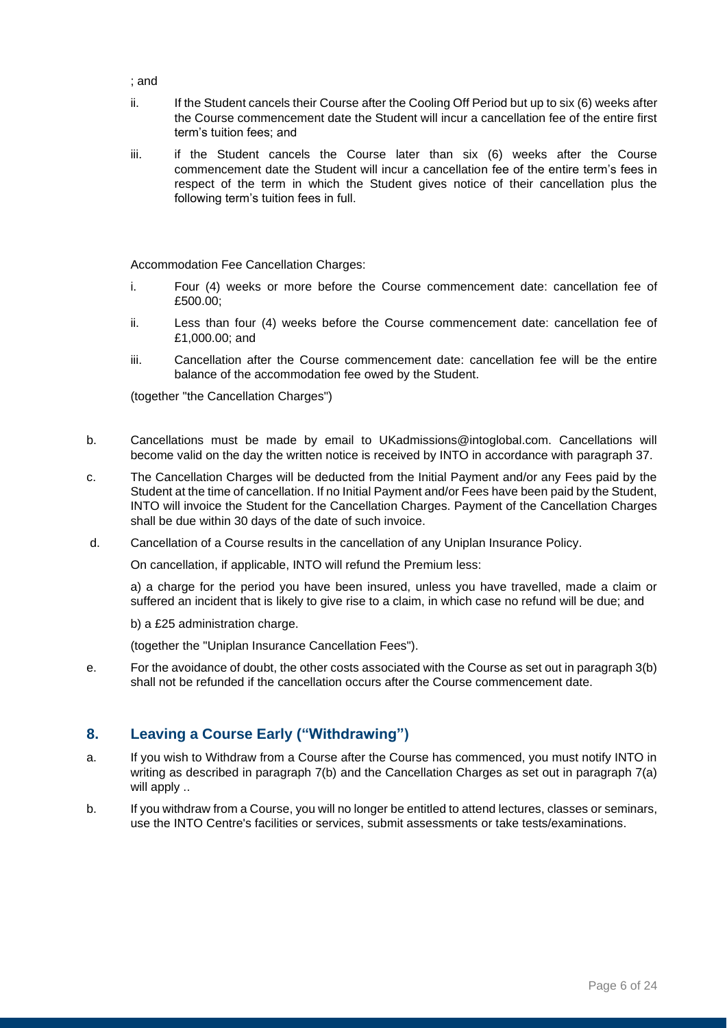; and

ii. If the Student cancels their Course after the Cooling Off Period but up to six (6) weeks after the Course commencement date the Student will incur a cancellation fee of the entire first term's tuition fees; and

iii. if the Student cancels the Course later than six (6) weeks after the Course commencement date the Student will incur a cancellation fee of the entire term's fees in respect of the term in which the Student gives notice of their cancellation plus the following term's tuition fees in full.

Accommodation Fee Cancellation Charges:

i. Four (4) weeks or more before the Course commencement date: cancellation fee of £500.00;

ii. Less than four (4) weeks before the Course commencement date: cancellation fee of £1,000.00; and

iii. Cancellation after the Course commencement date: cancellation fee will be the entire balance of the accommodation fee owed by the Student.

(together "the Cancellation Charges")

b. Cancellations must be made by email to UKadmissions@intoglobal.com. Cancellations will become valid on the day the written notice is received by INTO in accordance with paragraph 37.

c. The Cancellation Charges will be deducted from the Initial Payment and/or any Fees paid by the Student at the time of cancellation. If no Initial Payment and/or Fees have been paid by the Student, INTO will invoice the Student for the Cancellation Charges. Payment of the Cancellation Charges shall be due within 30 days of the date of such invoice.

d. Cancellation of a Course results in the cancellation of any Uniplan Insurance Policy.

On cancellation, if applicable, INTO will refund the Premium less:

a) a charge for the period you have been insured, unless you have travelled, made a claim or suffered an incident that is likely to give rise to a claim, in which case no refund will be due; and

b) a £25 administration charge.

(together the "Uniplan Insurance Cancellation Fees").

e. For the avoidance of doubt, the other costs associated with the Course as set out in paragraph 3(b) shall not be refunded if the cancellation occurs after the Course commencement date.

## 8. Leaving a Course Early ("Withdrawing")

a. If you wish to Withdraw from a Course after the Course has commenced, you must notify INTO in writing as described in paragraph 7(b) and the Cancellation Charges as set out in paragraph 7(a) will apply ..

b. If you withdraw from a Course, you will no longer be entitled to attend lectures, classes or seminars, use the INTO Centre's facilities or services, submit assessments or take tests/examinations.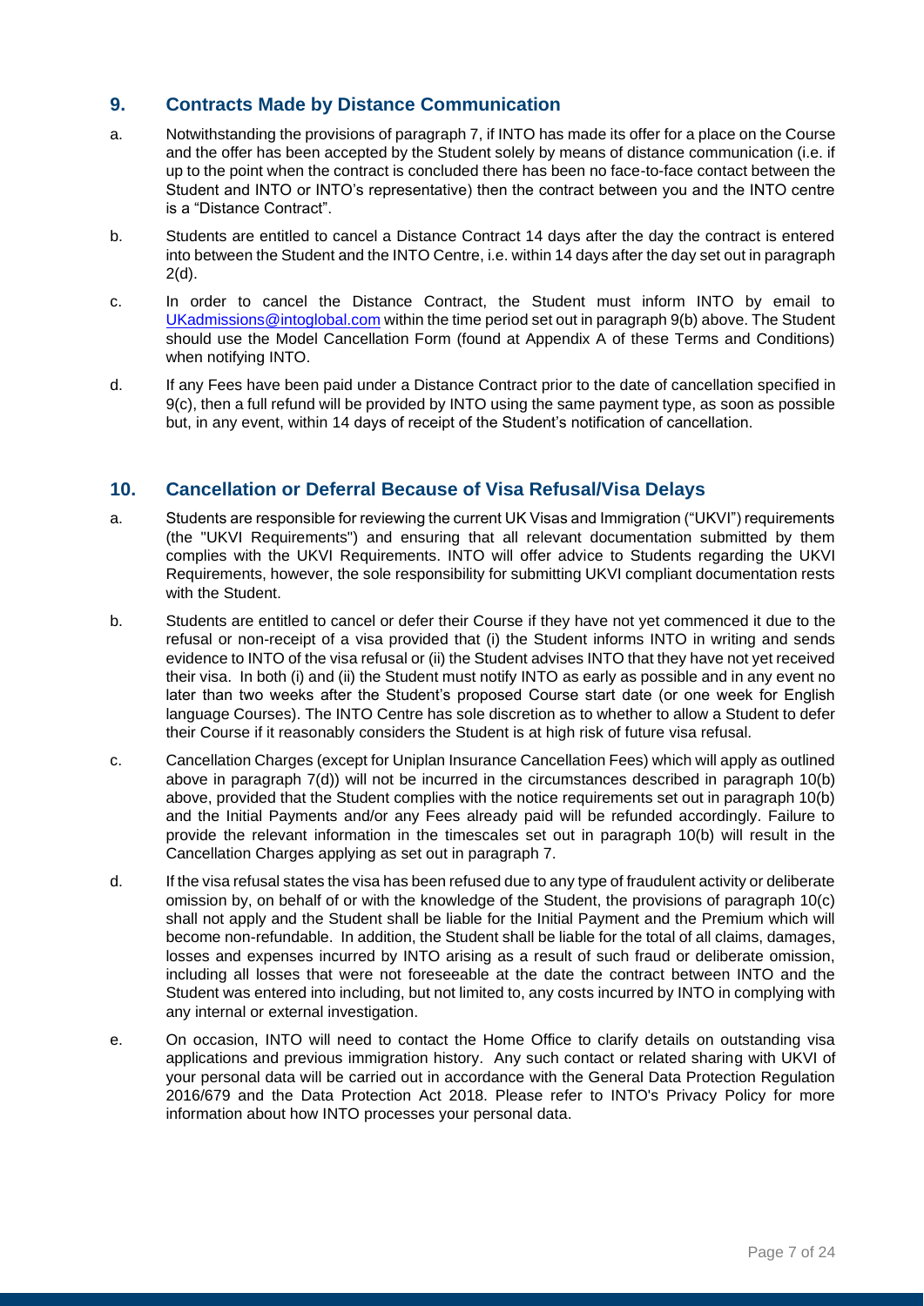## 9. Contracts Made by Distance Communication

a. Notwithstanding the provisions of paragraph 7, if INTO has made its offer for a place on the Course and the offer has been accepted by the Student solely by means of distance communication (i.e. if up to the point when the contract is concluded there has been no face-to-face contact between the Student and INTO or INTO's representative) then the contract between you and the INTO centre is a "Distance Contract".

b. Students are entitled to cancel a Distance Contract 14 days after the day the contract is entered into between the Student and the INTO Centre, i.e. within 14 days after the day set out in paragraph 2(d).

c. In order to cancel the Distance Contract, the Student must inform INTO by email to UKadmissions@intoglobal.com within the time period set out in paragraph 9(b) above. The Student should use the Model Cancellation Form (found at Appendix A of these Terms and Conditions) when notifying INTO.

d. If any Fees have been paid under a Distance Contract prior to the date of cancellation specified in 9(c), then a full refund will be provided by INTO using the same payment type, as soon as possible but, in any event, within 14 days of receipt of the Student's notification of cancellation.

## 10. Cancellation or Deferral Because of Visa Refusal/Visa Delays

a. Students are responsible for reviewing the current UK Visas and Immigration ("UKVI") requirements (the "UKVI Requirements") and ensuring that all relevant documentation submitted by them complies with the UKVI Requirements. INTO will offer advice to Students regarding the UKVI Requirements, however, the sole responsibility for submitting UKVI compliant documentation rests with the Student.

b. Students are entitled to cancel or defer their Course if they have not yet commenced it due to the refusal or non-receipt of a visa provided that (i) the Student informs INTO in writing and sends evidence to INTO of the visa refusal or (ii) the Student advises INTO that they have not yet received their visa. In both (i) and (ii) the Student must notify INTO as early as possible and in any event no later than two weeks after the Student's proposed Course start date (or one week for English language Courses). The INTO Centre has sole discretion as to whether to allow a Student to defer their Course if it reasonably considers the Student is at high risk of future visa refusal.

c. Cancellation Charges (except for Uniplan Insurance Cancellation Fees) which will apply as outlined above in paragraph 7(d)) will not be incurred in the circumstances described in paragraph 10(b) above, provided that the Student complies with the notice requirements set out in paragraph 10(b) and the Initial Payments and/or any Fees already paid will be refunded accordingly. Failure to provide the relevant information in the timescales set out in paragraph 10(b) will result in the Cancellation Charges applying as set out in paragraph 7.

d. If the visa refusal states the visa has been refused due to any type of fraudulent activity or deliberate omission by, on behalf of or with the knowledge of the Student, the provisions of paragraph 10(c) shall not apply and the Student shall be liable for the Initial Payment and the Premium which will become non-refundable. In addition, the Student shall be liable for the total of all claims, damages, losses and expenses incurred by INTO arising as a result of such fraud or deliberate omission, including all losses that were not foreseeable at the date the contract between INTO and the Student was entered into including, but not limited to, any costs incurred by INTO in complying with any internal or external investigation.

e. On occasion, INTO will need to contact the Home Office to clarify details on outstanding visa applications and previous immigration history. Any such contact or related sharing with UKVI of your personal data will be carried out in accordance with the General Data Protection Regulation 2016/679 and the Data Protection Act 2018. Please refer to INTO's Privacy Policy for more information about how INTO processes your personal data.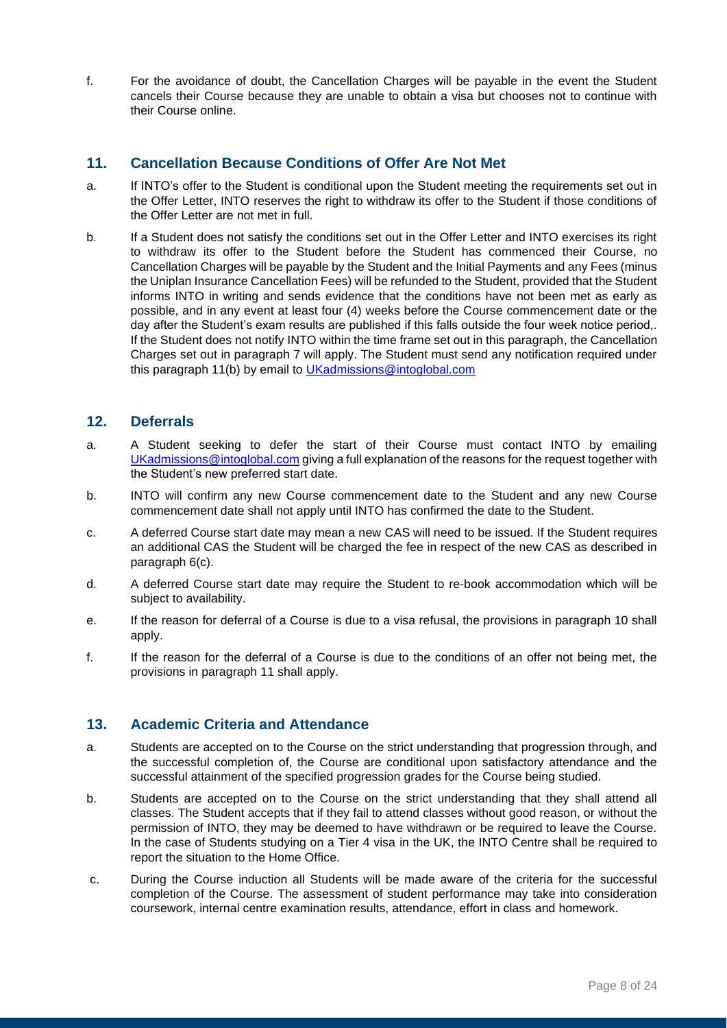f. For the avoidance of doubt, the Cancellation Charges will be payable in the event the Student cancels their Course because they are unable to obtain a visa but chooses not to continue with their Course online.

## 11. Cancellation Because Conditions of Offer Are Not Met

a. If INTO's offer to the Student is conditional upon the Student meeting the requirements set out in the Offer Letter, INTO reserves the right to withdraw its offer to the Student if those conditions of the Offer Letter are not met in full.

b. If a Student does not satisfy the conditions set out in the Offer Letter and INTO exercises its right to withdraw its offer to the Student before the Student has commenced their Course, no Cancellation Charges will be payable by the Student and the Initial Payments and any Fees (minus the Uniplan Insurance Cancellation Fees) will be refunded to the Student, provided that the Student informs INTO in writing and sends evidence that the conditions have not been met as early as possible, and in any event at least four (4) weeks before the Course commencement date or the day after the Student's exam results are published if this falls outside the four week notice period,. If the Student does not notify INTO within the time frame set out in this paragraph, the Cancellation Charges set out in paragraph 7 will apply. The Student must send any notification required under this paragraph 11(b) by email to UKadmissions@intoglobal.com

## 12. Deferrals

a. A Student seeking to defer the start of their Course must contact INTO by emailing UKadmissions@intoglobal.com giving a full explanation of the reasons for the request together with the Student's new preferred start date.

b. INTO will confirm any new Course commencement date to the Student and any new Course commencement date shall not apply until INTO has confirmed the date to the Student.

c. A deferred Course start date may mean a new CAS will need to be issued. If the Student requires an additional CAS the Student will be charged the fee in respect of the new CAS as described in paragraph 6(c).

d. A deferred Course start date may require the Student to re-book accommodation which will be subject to availability.

e. If the reason for deferral of a Course is due to a visa refusal, the provisions in paragraph 10 shall apply.

f. If the reason for the deferral of a Course is due to the conditions of an offer not being met, the provisions in paragraph 11 shall apply.

## 13. Academic Criteria and Attendance

a. Students are accepted on to the Course on the strict understanding that progression through, and the successful completion of, the Course are conditional upon satisfactory attendance and the successful attainment of the specified progression grades for the Course being studied.

b. Students are accepted on to the Course on the strict understanding that they shall attend all classes. The Student accepts that if they fail to attend classes without good reason, or without the permission of INTO, they may be deemed to have withdrawn or be required to leave the Course. In the case of Students studying on a Tier 4 visa in the UK, the INTO Centre shall be required to report the situation to the Home Office.

c. During the Course induction all Students will be made aware of the criteria for the successful completion of the Course. The assessment of student performance may take into consideration coursework, internal centre examination results, attendance, effort in class and homework.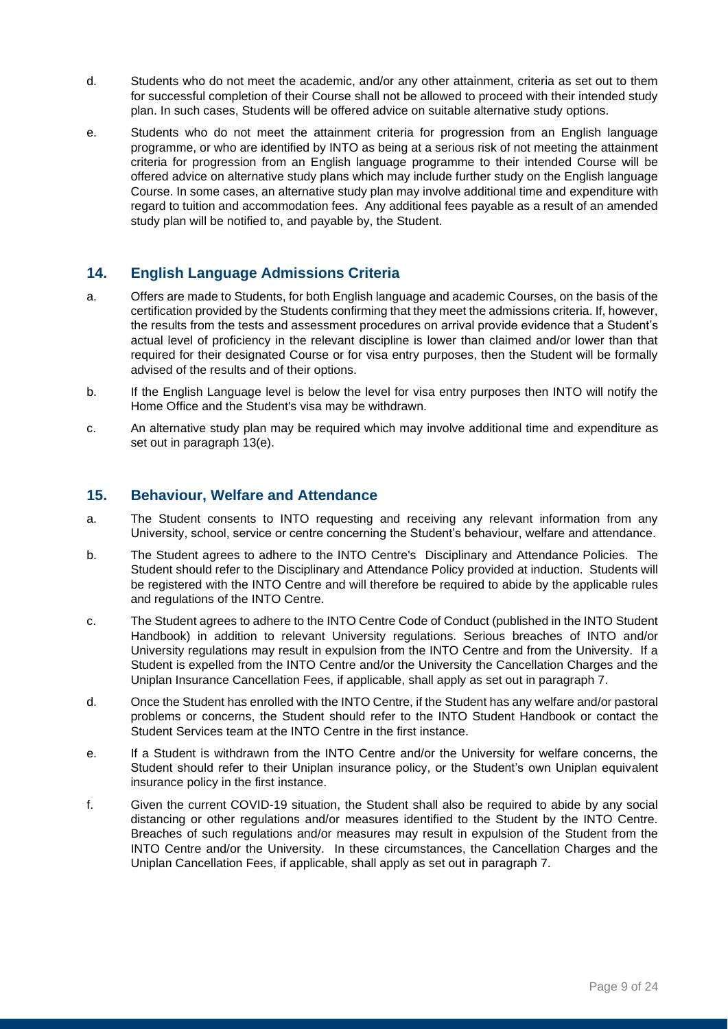d. Students who do not meet the academic, and/or any other attainment, criteria as set out to them for successful completion of their Course shall not be allowed to proceed with their intended study plan. In such cases, Students will be offered advice on suitable alternative study options.

e. Students who do not meet the attainment criteria for progression from an English language programme, or who are identified by INTO as being at a serious risk of not meeting the attainment criteria for progression from an English language programme to their intended Course will be offered advice on alternative study plans which may include further study on the English language Course. In some cases, an alternative study plan may involve additional time and expenditure with regard to tuition and accommodation fees. Any additional fees payable as a result of an amended study plan will be notified to, and payable by, the Student.

## 14. English Language Admissions Criteria

a. Offers are made to Students, for both English language and academic Courses, on the basis of the certification provided by the Students confirming that they meet the admissions criteria. If, however, the results from the tests and assessment procedures on arrival provide evidence that a Student's actual level of proficiency in the relevant discipline is lower than claimed and/or lower than that required for their designated Course or for visa entry purposes, then the Student will be formally advised of the results and of their options.

b. If the English Language level is below the level for visa entry purposes then INTO will notify the Home Office and the Student's visa may be withdrawn.

c. An alternative study plan may be required which may involve additional time and expenditure as set out in paragraph 13(e).

## 15. Behaviour, Welfare and Attendance

a. The Student consents to INTO requesting and receiving any relevant information from any University, school, service or centre concerning the Student's behaviour, welfare and attendance.

b. The Student agrees to adhere to the INTO Centre's Disciplinary and Attendance Policies. The Student should refer to the Disciplinary and Attendance Policy provided at induction. Students will be registered with the INTO Centre and will therefore be required to abide by the applicable rules and regulations of the INTO Centre.

c. The Student agrees to adhere to the INTO Centre Code of Conduct (published in the INTO Student Handbook) in addition to relevant University regulations. Serious breaches of INTO and/or University regulations may result in expulsion from the INTO Centre and from the University. If a Student is expelled from the INTO Centre and/or the University the Cancellation Charges and the Uniplan Insurance Cancellation Fees, if applicable, shall apply as set out in paragraph 7.

d. Once the Student has enrolled with the INTO Centre, if the Student has any welfare and/or pastoral problems or concerns, the Student should refer to the INTO Student Handbook or contact the Student Services team at the INTO Centre in the first instance.

e. If a Student is withdrawn from the INTO Centre and/or the University for welfare concerns, the Student should refer to their Uniplan insurance policy, or the Student's own Uniplan equivalent insurance policy in the first instance.

f. Given the current COVID-19 situation, the Student shall also be required to abide by any social distancing or other regulations and/or measures identified to the Student by the INTO Centre. Breaches of such regulations and/or measures may result in expulsion of the Student from the INTO Centre and/or the University. In these circumstances, the Cancellation Charges and the Uniplan Cancellation Fees, if applicable, shall apply as set out in paragraph 7.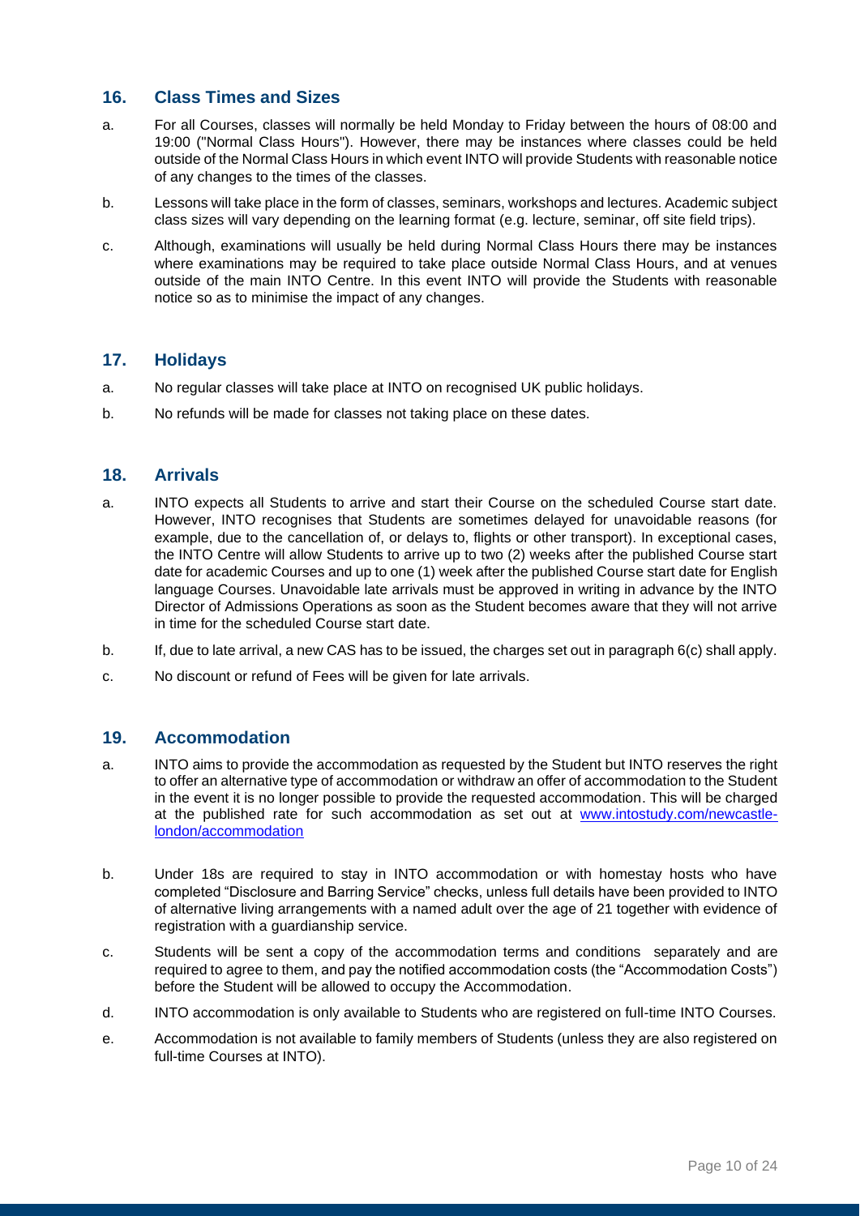## 16. Class Times and Sizes

a. For all Courses, classes will normally be held Monday to Friday between the hours of 08:00 and 19:00 ("Normal Class Hours"). However, there may be instances where classes could be held outside of the Normal Class Hours in which event INTO will provide Students with reasonable notice of any changes to the times of the classes.

b. Lessons will take place in the form of classes, seminars, workshops and lectures. Academic subject class sizes will vary depending on the learning format (e.g. lecture, seminar, off site field trips).

c. Although, examinations will usually be held during Normal Class Hours there may be instances where examinations may be required to take place outside Normal Class Hours, and at venues outside of the main INTO Centre. In this event INTO will provide the Students with reasonable notice so as to minimise the impact of any changes.

## 17. Holidays

a. No regular classes will take place at INTO on recognised UK public holidays.

b. No refunds will be made for classes not taking place on these dates.

## 18. Arrivals

a. INTO expects all Students to arrive and start their Course on the scheduled Course start date. However, INTO recognises that Students are sometimes delayed for unavoidable reasons (for example, due to the cancellation of, or delays to, flights or other transport). In exceptional cases, the INTO Centre will allow Students to arrive up to two (2) weeks after the published Course start date for academic Courses and up to one (1) week after the published Course start date for English language Courses. Unavoidable late arrivals must be approved in writing in advance by the INTO Director of Admissions Operations as soon as the Student becomes aware that they will not arrive in time for the scheduled Course start date.

b. If, due to late arrival, a new CAS has to be issued, the charges set out in paragraph 6(c) shall apply.

c. No discount or refund of Fees will be given for late arrivals.

## 19. Accommodation

a. INTO aims to provide the accommodation as requested by the Student but INTO reserves the right to offer an alternative type of accommodation or withdraw an offer of accommodation to the Student in the event it is no longer possible to provide the requested accommodation. This will be charged at the published rate for such accommodation as set out at [www.intostudy.com/newcastle-london/accommodation](www.intostudy.com/newcastle-london/accommodation)

b. Under 18s are required to stay in INTO accommodation or with homestay hosts who have completed "Disclosure and Barring Service" checks, unless full details have been provided to INTO of alternative living arrangements with a named adult over the age of 21 together with evidence of registration with a guardianship service.

c. Students will be sent a copy of the accommodation terms and conditions separately and are required to agree to them, and pay the notified accommodation costs (the "Accommodation Costs") before the Student will be allowed to occupy the Accommodation.

d. INTO accommodation is only available to Students who are registered on full-time INTO Courses.

e. Accommodation is not available to family members of Students (unless they are also registered on full-time Courses at INTO).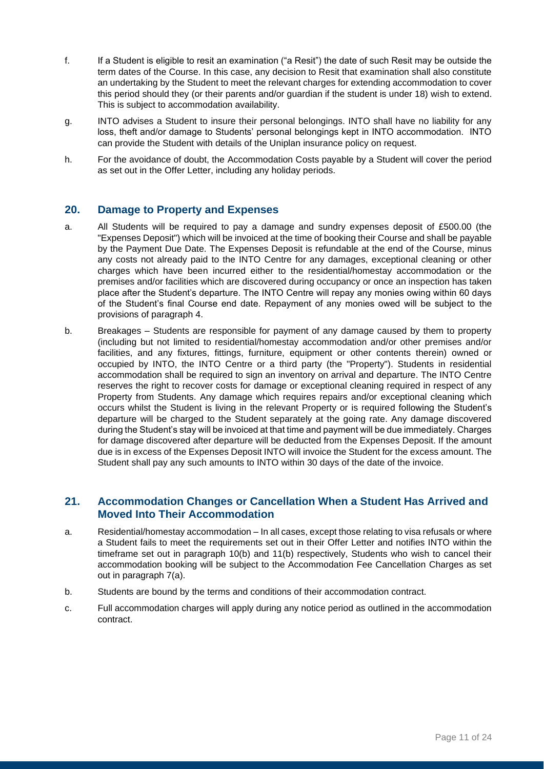f. If a Student is eligible to resit an examination ("a Resit") the date of such Resit may be outside the term dates of the Course. In this case, any decision to Resit that examination shall also constitute an undertaking by the Student to meet the relevant charges for extending accommodation to cover this period should they (or their parents and/or guardian if the student is under 18) wish to extend. This is subject to accommodation availability.

g. INTO advises a Student to insure their personal belongings. INTO shall have no liability for any loss, theft and/or damage to Students' personal belongings kept in INTO accommodation. INTO can provide the Student with details of the Uniplan insurance policy on request.

h. For the avoidance of doubt, the Accommodation Costs payable by a Student will cover the period as set out in the Offer Letter, including any holiday periods.

## 20. Damage to Property and Expenses

a. All Students will be required to pay a damage and sundry expenses deposit of £500.00 (the "Expenses Deposit") which will be invoiced at the time of booking their Course and shall be payable by the Payment Due Date. The Expenses Deposit is refundable at the end of the Course, minus any costs not already paid to the INTO Centre for any damages, exceptional cleaning or other charges which have been incurred either to the residential/homestay accommodation or the premises and/or facilities which are discovered during occupancy or once an inspection has taken place after the Student's departure. The INTO Centre will repay any monies owing within 60 days of the Student's final Course end date. Repayment of any monies owed will be subject to the provisions of paragraph 4.

b. Breakages – Students are responsible for payment of any damage caused by them to property (including but not limited to residential/homestay accommodation and/or other premises and/or facilities, and any fixtures, fittings, furniture, equipment or other contents therein) owned or occupied by INTO, the INTO Centre or a third party (the "Property"). Students in residential accommodation shall be required to sign an inventory on arrival and departure. The INTO Centre reserves the right to recover costs for damage or exceptional cleaning required in respect of any Property from Students. Any damage which requires repairs and/or exceptional cleaning which occurs whilst the Student is living in the relevant Property or is required following the Student's departure will be charged to the Student separately at the going rate. Any damage discovered during the Student's stay will be invoiced at that time and payment will be due immediately. Charges for damage discovered after departure will be deducted from the Expenses Deposit. If the amount due is in excess of the Expenses Deposit INTO will invoice the Student for the excess amount. The Student shall pay any such amounts to INTO within 30 days of the date of the invoice.

## 21. Accommodation Changes or Cancellation When a Student Has Arrived and Moved Into Their Accommodation

a. Residential/homestay accommodation – In all cases, except those relating to visa refusals or where a Student fails to meet the requirements set out in their Offer Letter and notifies INTO within the timeframe set out in paragraph 10(b) and 11(b) respectively, Students who wish to cancel their accommodation booking will be subject to the Accommodation Fee Cancellation Charges as set out in paragraph 7(a).

b. Students are bound by the terms and conditions of their accommodation contract.

c. Full accommodation charges will apply during any notice period as outlined in the accommodation contract.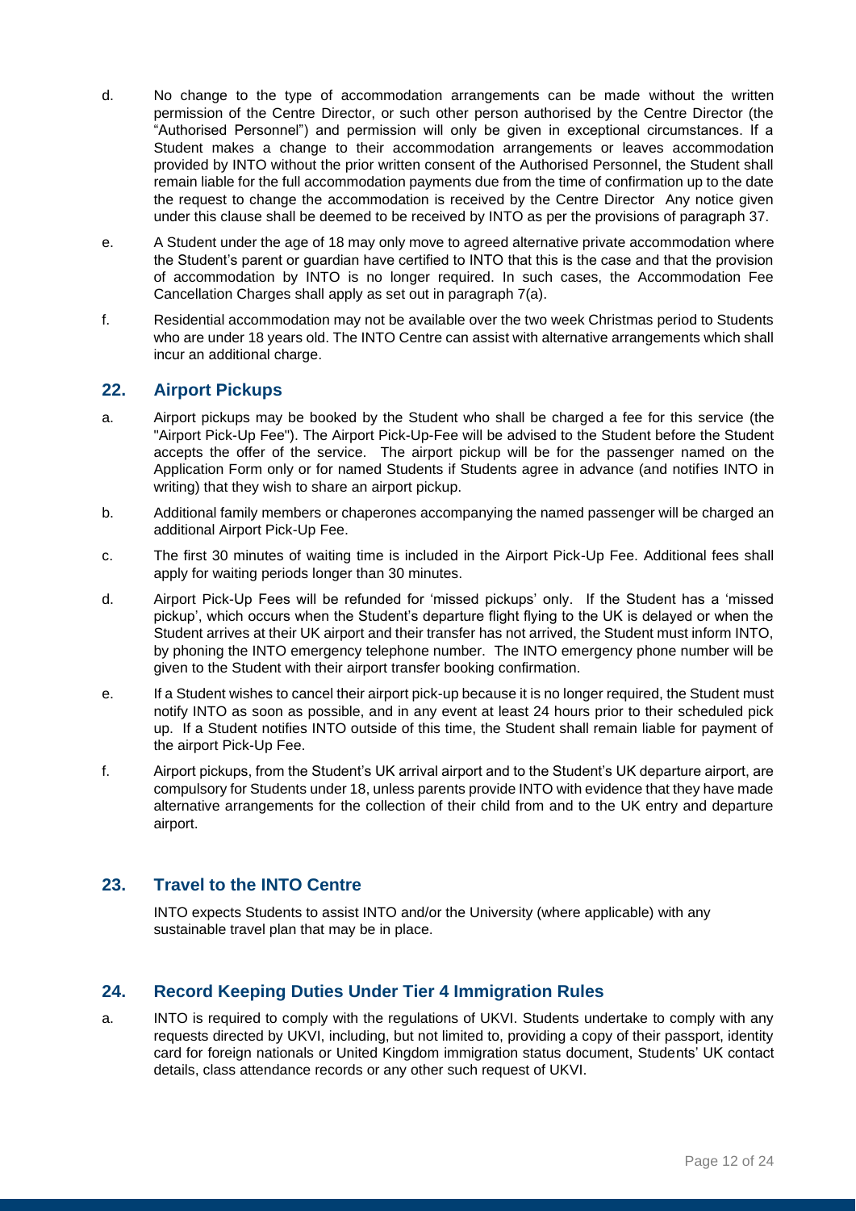d. No change to the type of accommodation arrangements can be made without the written permission of the Centre Director, or such other person authorised by the Centre Director (the "Authorised Personnel") and permission will only be given in exceptional circumstances. If a Student makes a change to their accommodation arrangements or leaves accommodation provided by INTO without the prior written consent of the Authorised Personnel, the Student shall remain liable for the full accommodation payments due from the time of confirmation up to the date the request to change the accommodation is received by the Centre Director Any notice given under this clause shall be deemed to be received by INTO as per the provisions of paragraph 37.

e. A Student under the age of 18 may only move to agreed alternative private accommodation where the Student's parent or guardian have certified to INTO that this is the case and that the provision of accommodation by INTO is no longer required. In such cases, the Accommodation Fee Cancellation Charges shall apply as set out in paragraph 7(a).

f. Residential accommodation may not be available over the two week Christmas period to Students who are under 18 years old. The INTO Centre can assist with alternative arrangements which shall incur an additional charge.

## 22. Airport Pickups

a. Airport pickups may be booked by the Student who shall be charged a fee for this service (the "Airport Pick-Up Fee"). The Airport Pick-Up-Fee will be advised to the Student before the Student accepts the offer of the service. The airport pickup will be for the passenger named on the Application Form only or for named Students if Students agree in advance (and notifies INTO in writing) that they wish to share an airport pickup.

b. Additional family members or chaperones accompanying the named passenger will be charged an additional Airport Pick-Up Fee.

c. The first 30 minutes of waiting time is included in the Airport Pick-Up Fee. Additional fees shall apply for waiting periods longer than 30 minutes.

d. Airport Pick-Up Fees will be refunded for 'missed pickups' only. If the Student has a 'missed pickup', which occurs when the Student's departure flight flying to the UK is delayed or when the Student arrives at their UK airport and their transfer has not arrived, the Student must inform INTO, by phoning the INTO emergency telephone number. The INTO emergency phone number will be given to the Student with their airport transfer booking confirmation.

e. If a Student wishes to cancel their airport pick-up because it is no longer required, the Student must notify INTO as soon as possible, and in any event at least 24 hours prior to their scheduled pick up. If a Student notifies INTO outside of this time, the Student shall remain liable for payment of the airport Pick-Up Fee.

f. Airport pickups, from the Student's UK arrival airport and to the Student's UK departure airport, are compulsory for Students under 18, unless parents provide INTO with evidence that they have made alternative arrangements for the collection of their child from and to the UK entry and departure airport.

## 23. Travel to the INTO Centre

INTO expects Students to assist INTO and/or the University (where applicable) with any sustainable travel plan that may be in place.

## 24. Record Keeping Duties Under Tier 4 Immigration Rules

a. INTO is required to comply with the regulations of UKVI. Students undertake to comply with any requests directed by UKVI, including, but not limited to, providing a copy of their passport, identity card for foreign nationals or United Kingdom immigration status document, Students' UK contact details, class attendance records or any other such request of UKVI.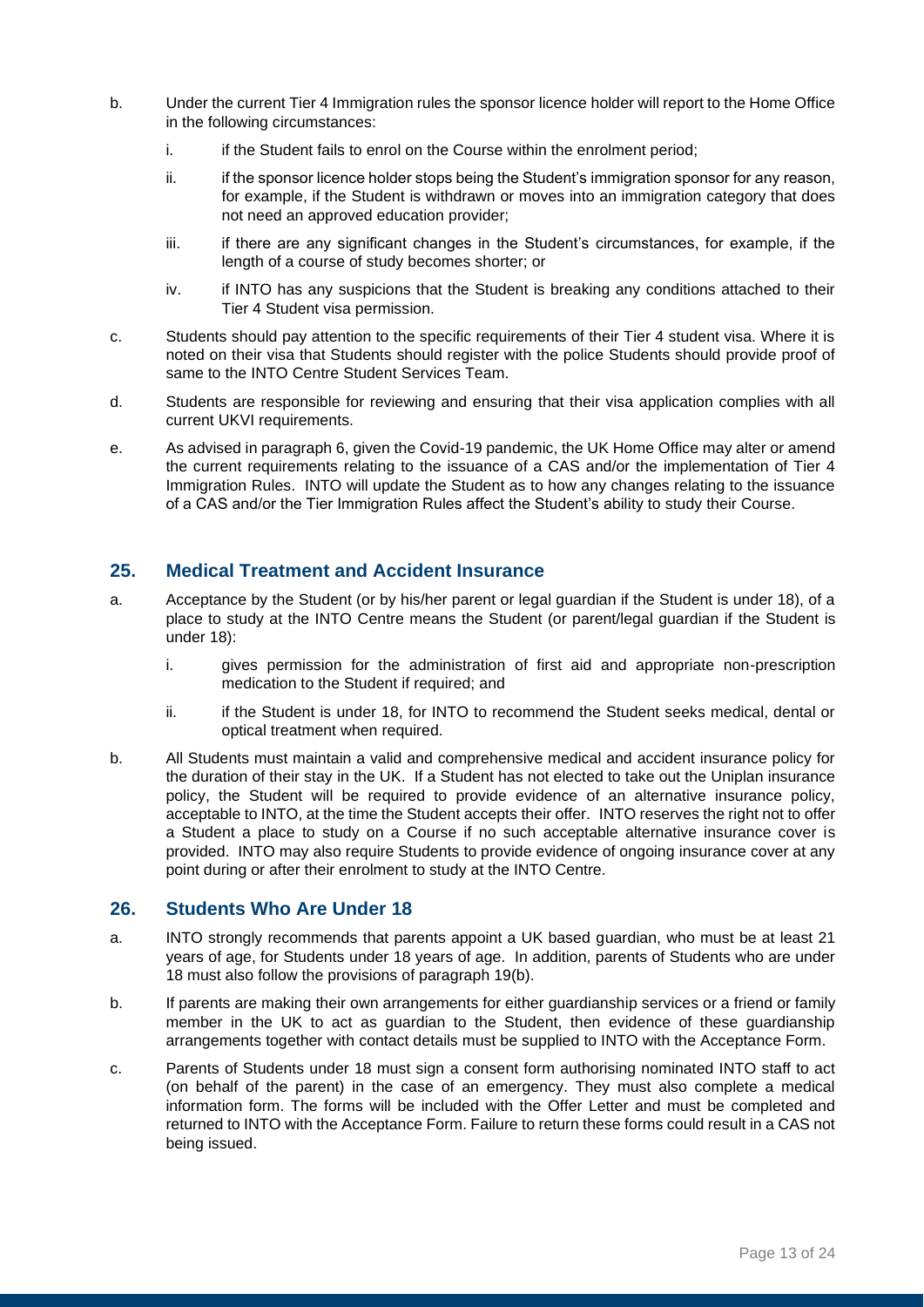b. Under the current Tier 4 Immigration rules the sponsor licence holder will report to the Home Office in the following circumstances:

   i. if the Student fails to enrol on the Course within the enrolment period;

   ii. if the sponsor licence holder stops being the Student's immigration sponsor for any reason, for example, if the Student is withdrawn or moves into an immigration category that does not need an approved education provider;

   iii. if there are any significant changes in the Student's circumstances, for example, if the length of a course of study becomes shorter; or

   iv. if INTO has any suspicions that the Student is breaking any conditions attached to their Tier 4 Student visa permission.

c. Students should pay attention to the specific requirements of their Tier 4 student visa. Where it is noted on their visa that Students should register with the police Students should provide proof of same to the INTO Centre Student Services Team.

d. Students are responsible for reviewing and ensuring that their visa application complies with all current UKVI requirements.

e. As advised in paragraph 6, given the Covid-19 pandemic, the UK Home Office may alter or amend the current requirements relating to the issuance of a CAS and/or the implementation of Tier 4 Immigration Rules. INTO will update the Student as to how any changes relating to the issuance of a CAS and/or the Tier Immigration Rules affect the Student's ability to study their Course.

## 25. Medical Treatment and Accident Insurance

a. Acceptance by the Student (or by his/her parent or legal guardian if the Student is under 18), of a place to study at the INTO Centre means the Student (or parent/legal guardian if the Student is under 18):

   i. gives permission for the administration of first aid and appropriate non-prescription medication to the Student if required; and

   ii. if the Student is under 18, for INTO to recommend the Student seeks medical, dental or optical treatment when required.

b. All Students must maintain a valid and comprehensive medical and accident insurance policy for the duration of their stay in the UK. If a Student has not elected to take out the Uniplan insurance policy, the Student will be required to provide evidence of an alternative insurance policy, acceptable to INTO, at the time the Student accepts their offer. INTO reserves the right not to offer a Student a place to study on a Course if no such acceptable alternative insurance cover is provided. INTO may also require Students to provide evidence of ongoing insurance cover at any point during or after their enrolment to study at the INTO Centre.

## 26. Students Who Are Under 18

a. INTO strongly recommends that parents appoint a UK based guardian, who must be at least 21 years of age, for Students under 18 years of age. In addition, parents of Students who are under 18 must also follow the provisions of paragraph 19(b).

b. If parents are making their own arrangements for either guardianship services or a friend or family member in the UK to act as guardian to the Student, then evidence of these guardianship arrangements together with contact details must be supplied to INTO with the Acceptance Form.

c. Parents of Students under 18 must sign a consent form authorising nominated INTO staff to act (on behalf of the parent) in the case of an emergency. They must also complete a medical information form. The forms will be included with the Offer Letter and must be completed and returned to INTO with the Acceptance Form. Failure to return these forms could result in a CAS not being issued.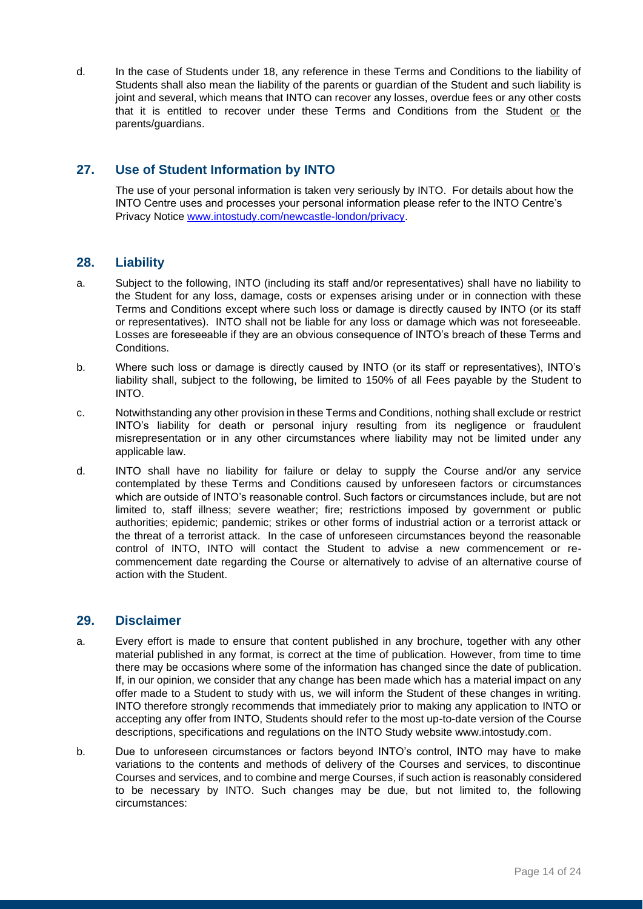d. In the case of Students under 18, any reference in these Terms and Conditions to the liability of Students shall also mean the liability of the parents or guardian of the Student and such liability is joint and several, which means that INTO can recover any losses, overdue fees or any other costs that it is entitled to recover under these Terms and Conditions from the Student <u>or</u> the parents/guardians.

## 27. Use of Student Information by INTO

The use of your personal information is taken very seriously by INTO. For details about how the INTO Centre uses and processes your personal information please refer to the INTO Centre's Privacy Notice [www.intostudy.com/newcastle-london/privacy](www.intostudy.com/newcastle-london/privacy).

## 28. Liability

a. Subject to the following, INTO (including its staff and/or representatives) shall have no liability to the Student for any loss, damage, costs or expenses arising under or in connection with these Terms and Conditions except where such loss or damage is directly caused by INTO (or its staff or representatives). INTO shall not be liable for any loss or damage which was not foreseeable. Losses are foreseeable if they are an obvious consequence of INTO's breach of these Terms and Conditions.

b. Where such loss or damage is directly caused by INTO (or its staff or representatives), INTO's liability shall, subject to the following, be limited to 150% of all Fees payable by the Student to INTO.

c. Notwithstanding any other provision in these Terms and Conditions, nothing shall exclude or restrict INTO's liability for death or personal injury resulting from its negligence or fraudulent misrepresentation or in any other circumstances where liability may not be limited under any applicable law.

d. INTO shall have no liability for failure or delay to supply the Course and/or any service contemplated by these Terms and Conditions caused by unforeseen factors or circumstances which are outside of INTO's reasonable control. Such factors or circumstances include, but are not limited to, staff illness; severe weather; fire; restrictions imposed by government or public authorities; epidemic; pandemic; strikes or other forms of industrial action or a terrorist attack or the threat of a terrorist attack. In the case of unforeseen circumstances beyond the reasonable control of INTO, INTO will contact the Student to advise a new commencement or re-commencement date regarding the Course or alternatively to advise of an alternative course of action with the Student.

## 29. Disclaimer

a. Every effort is made to ensure that content published in any brochure, together with any other material published in any format, is correct at the time of publication. However, from time to time there may be occasions where some of the information has changed since the date of publication. If, in our opinion, we consider that any change has been made which has a material impact on any offer made to a Student to study with us, we will inform the Student of these changes in writing. INTO therefore strongly recommends that immediately prior to making any application to INTO or accepting any offer from INTO, Students should refer to the most up-to-date version of the Course descriptions, specifications and regulations on the INTO Study website www.intostudy.com.

b. Due to unforeseen circumstances or factors beyond INTO's control, INTO may have to make variations to the contents and methods of delivery of the Courses and services, to discontinue Courses and services, and to combine and merge Courses, if such action is reasonably considered to be necessary by INTO. Such changes may be due, but not limited to, the following circumstances: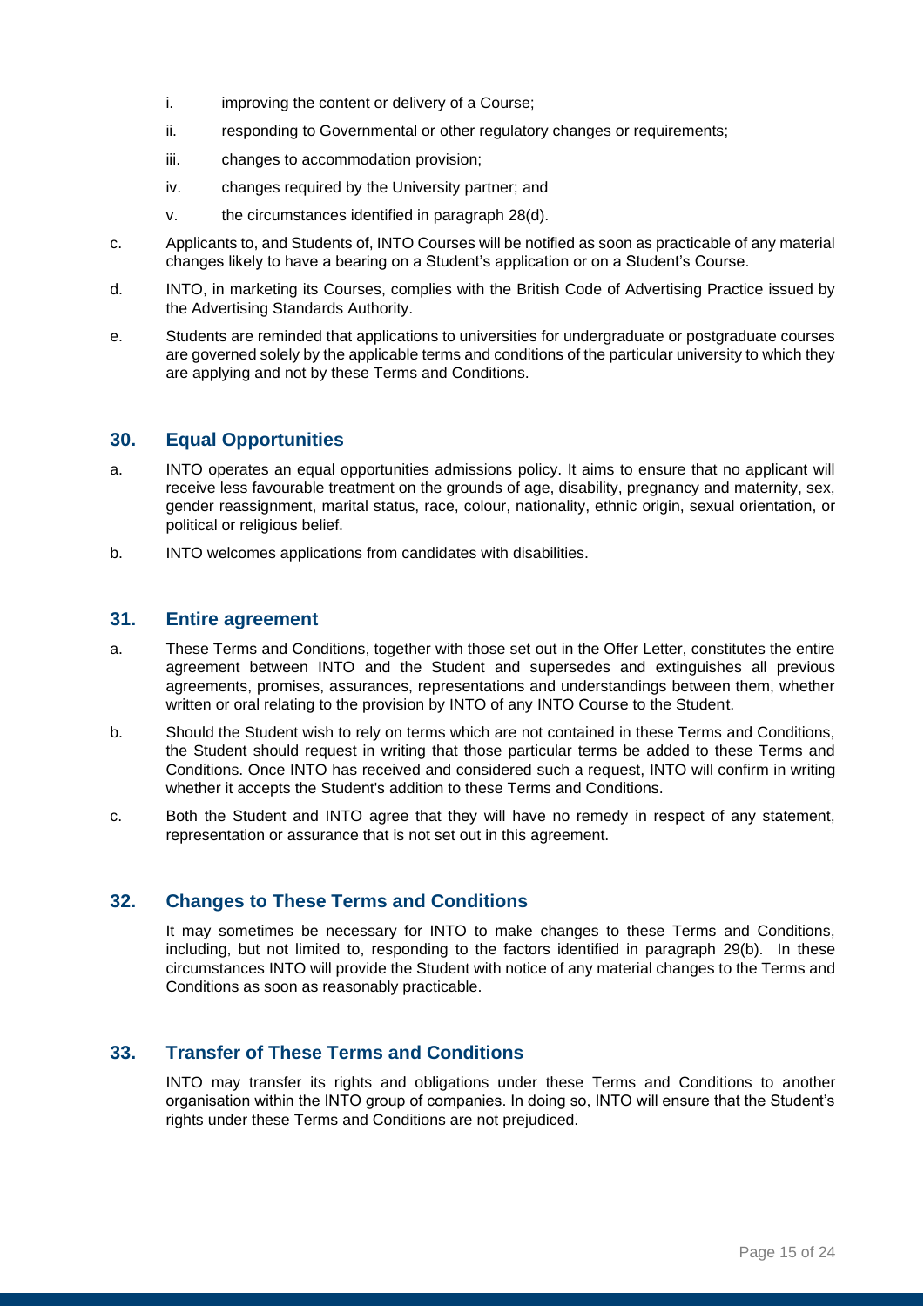i. improving the content or delivery of a Course;

ii. responding to Governmental or other regulatory changes or requirements;

iii. changes to accommodation provision;

iv. changes required by the University partner; and

v. the circumstances identified in paragraph 28(d).

c. Applicants to, and Students of, INTO Courses will be notified as soon as practicable of any material changes likely to have a bearing on a Student's application or on a Student's Course.

d. INTO, in marketing its Courses, complies with the British Code of Advertising Practice issued by the Advertising Standards Authority.

e. Students are reminded that applications to universities for undergraduate or postgraduate courses are governed solely by the applicable terms and conditions of the particular university to which they are applying and not by these Terms and Conditions.

## 30. Equal Opportunities

a. INTO operates an equal opportunities admissions policy. It aims to ensure that no applicant will receive less favourable treatment on the grounds of age, disability, pregnancy and maternity, sex, gender reassignment, marital status, race, colour, nationality, ethnic origin, sexual orientation, or political or religious belief.

b. INTO welcomes applications from candidates with disabilities.

## 31. Entire agreement

a. These Terms and Conditions, together with those set out in the Offer Letter, constitutes the entire agreement between INTO and the Student and supersedes and extinguishes all previous agreements, promises, assurances, representations and understandings between them, whether written or oral relating to the provision by INTO of any INTO Course to the Student.

b. Should the Student wish to rely on terms which are not contained in these Terms and Conditions, the Student should request in writing that those particular terms be added to these Terms and Conditions. Once INTO has received and considered such a request, INTO will confirm in writing whether it accepts the Student's addition to these Terms and Conditions.

c. Both the Student and INTO agree that they will have no remedy in respect of any statement, representation or assurance that is not set out in this agreement.

## 32. Changes to These Terms and Conditions

It may sometimes be necessary for INTO to make changes to these Terms and Conditions, including, but not limited to, responding to the factors identified in paragraph 29(b). In these circumstances INTO will provide the Student with notice of any material changes to the Terms and Conditions as soon as reasonably practicable.

## 33. Transfer of These Terms and Conditions

INTO may transfer its rights and obligations under these Terms and Conditions to another organisation within the INTO group of companies. In doing so, INTO will ensure that the Student's rights under these Terms and Conditions are not prejudiced.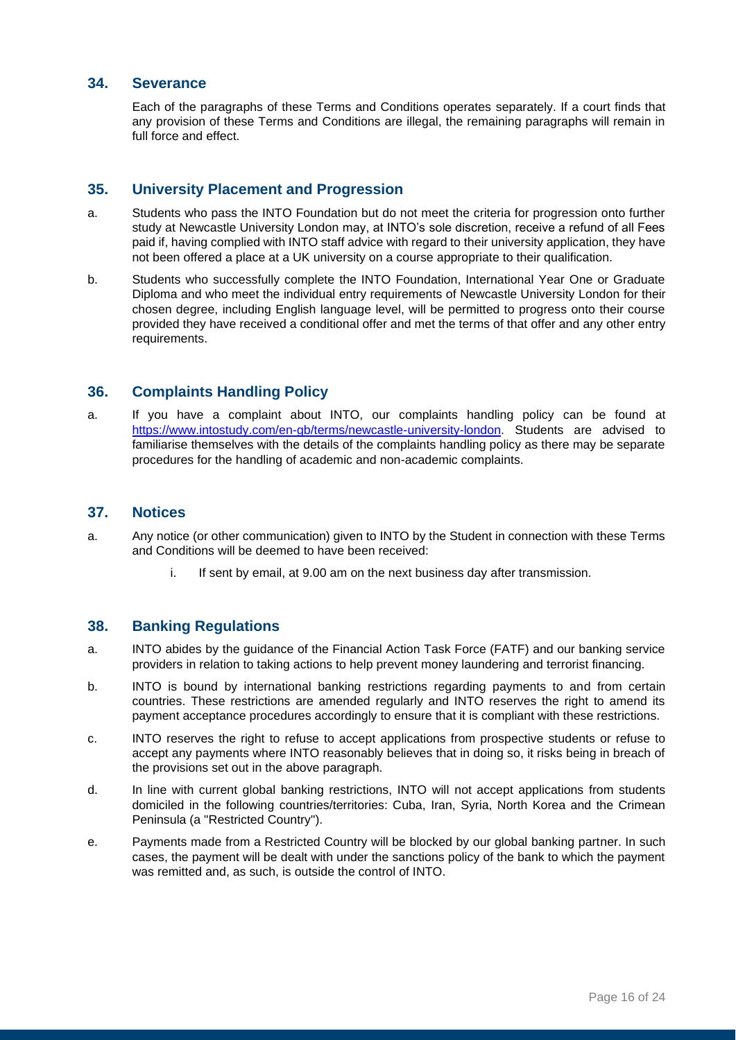## 34. Severance

Each of the paragraphs of these Terms and Conditions operates separately. If a court finds that any provision of these Terms and Conditions are illegal, the remaining paragraphs will remain in full force and effect.

## 35. University Placement and Progression

a. Students who pass the INTO Foundation but do not meet the criteria for progression onto further study at Newcastle University London may, at INTO's sole discretion, receive a refund of all Fees paid if, having complied with INTO staff advice with regard to their university application, they have not been offered a place at a UK university on a course appropriate to their qualification.

b. Students who successfully complete the INTO Foundation, International Year One or Graduate Diploma and who meet the individual entry requirements of Newcastle University London for their chosen degree, including English language level, will be permitted to progress onto their course provided they have received a conditional offer and met the terms of that offer and any other entry requirements.

## 36. Complaints Handling Policy

a. If you have a complaint about INTO, our complaints handling policy can be found at [https://www.intostudy.com/en-gb/terms/newcastle-university-london](https://www.intostudy.com/en-gb/terms/newcastle-university-london). Students are advised to familiarise themselves with the details of the complaints handling policy as there may be separate procedures for the handling of academic and non-academic complaints.

## 37. Notices

a. Any notice (or other communication) given to INTO by the Student in connection with these Terms and Conditions will be deemed to have been received:

   i. If sent by email, at 9.00 am on the next business day after transmission.

## 38. Banking Regulations

a. INTO abides by the guidance of the Financial Action Task Force (FATF) and our banking service providers in relation to taking actions to help prevent money laundering and terrorist financing.

b. INTO is bound by international banking restrictions regarding payments to and from certain countries. These restrictions are amended regularly and INTO reserves the right to amend its payment acceptance procedures accordingly to ensure that it is compliant with these restrictions.

c. INTO reserves the right to refuse to accept applications from prospective students or refuse to accept any payments where INTO reasonably believes that in doing so, it risks being in breach of the provisions set out in the above paragraph.

d. In line with current global banking restrictions, INTO will not accept applications from students domiciled in the following countries/territories: Cuba, Iran, Syria, North Korea and the Crimean Peninsula (a "Restricted Country").

e. Payments made from a Restricted Country will be blocked by our global banking partner. In such cases, the payment will be dealt with under the sanctions policy of the bank to which the payment was remitted and, as such, is outside the control of INTO.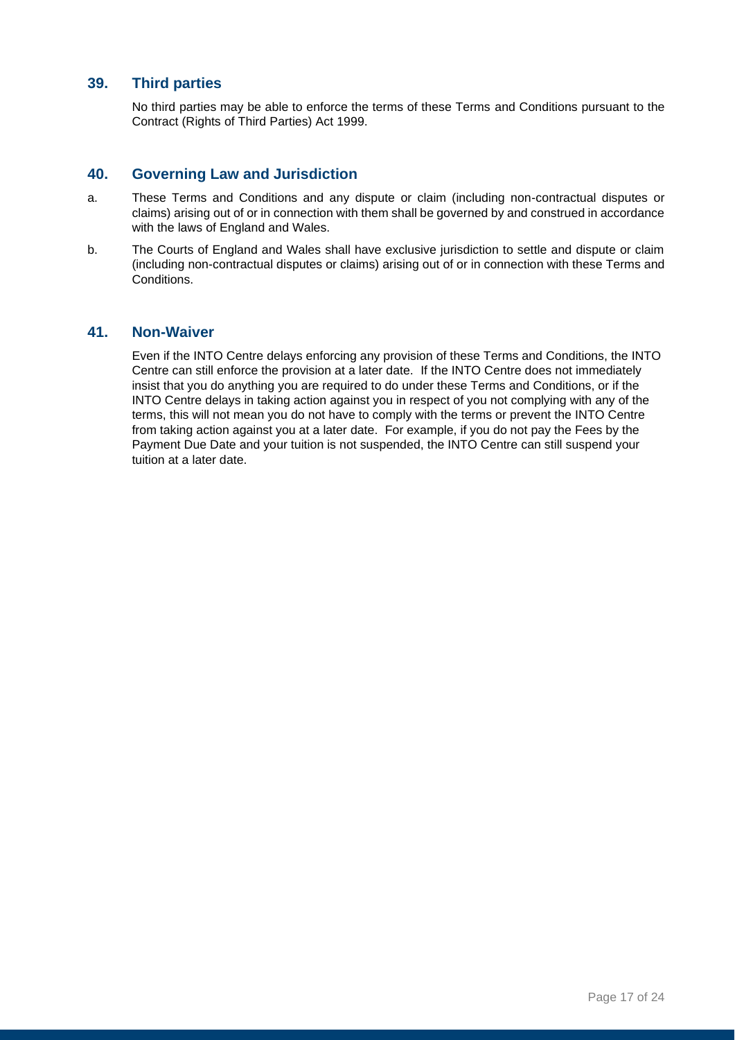## 39. Third parties

No third parties may be able to enforce the terms of these Terms and Conditions pursuant to the Contract (Rights of Third Parties) Act 1999.

## 40. Governing Law and Jurisdiction

a. These Terms and Conditions and any dispute or claim (including non-contractual disputes or claims) arising out of or in connection with them shall be governed by and construed in accordance with the laws of England and Wales.

b. The Courts of England and Wales shall have exclusive jurisdiction to settle and dispute or claim (including non-contractual disputes or claims) arising out of or in connection with these Terms and Conditions.

## 41. Non-Waiver

Even if the INTO Centre delays enforcing any provision of these Terms and Conditions, the INTO Centre can still enforce the provision at a later date. If the INTO Centre does not immediately insist that you do anything you are required to do under these Terms and Conditions, or if the INTO Centre delays in taking action against you in respect of you not complying with any of the terms, this will not mean you do not have to comply with the terms or prevent the INTO Centre from taking action against you at a later date. For example, if you do not pay the Fees by the Payment Due Date and your tuition is not suspended, the INTO Centre can still suspend your tuition at a later date.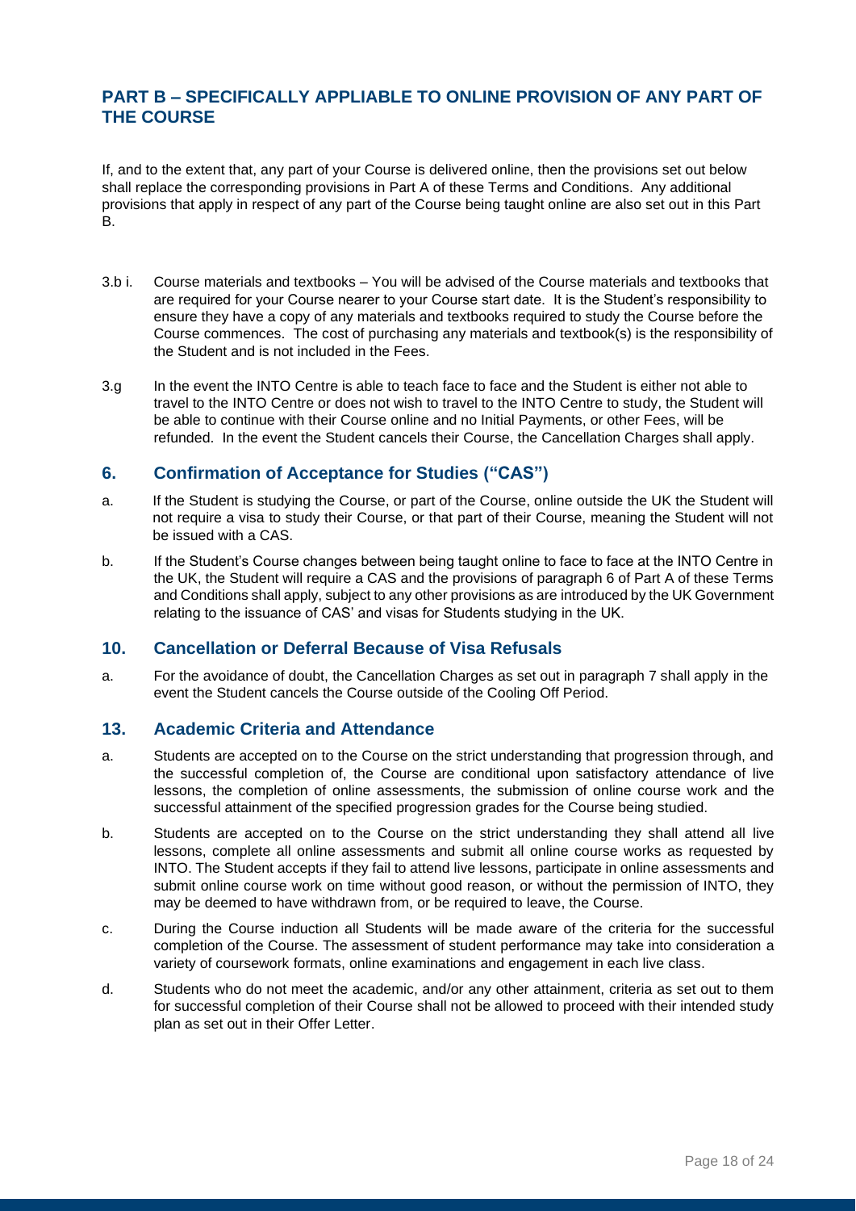## PART B – SPECIFICALLY APPLIABLE TO ONLINE PROVISION OF ANY PART OF THE COURSE

If, and to the extent that, any part of your Course is delivered online, then the provisions set out below shall replace the corresponding provisions in Part A of these Terms and Conditions. Any additional provisions that apply in respect of any part of the Course being taught online are also set out in this Part B.

3.b i. Course materials and textbooks – You will be advised of the Course materials and textbooks that are required for your Course nearer to your Course start date. It is the Student's responsibility to ensure they have a copy of any materials and textbooks required to study the Course before the Course commences. The cost of purchasing any materials and textbook(s) is the responsibility of the Student and is not included in the Fees.

3.g In the event the INTO Centre is able to teach face to face and the Student is either not able to travel to the INTO Centre or does not wish to travel to the INTO Centre to study, the Student will be able to continue with their Course online and no Initial Payments, or other Fees, will be refunded. In the event the Student cancels their Course, the Cancellation Charges shall apply.

### 6. Confirmation of Acceptance for Studies ("CAS")

a. If the Student is studying the Course, or part of the Course, online outside the UK the Student will not require a visa to study their Course, or that part of their Course, meaning the Student will not be issued with a CAS.

b. If the Student's Course changes between being taught online to face to face at the INTO Centre in the UK, the Student will require a CAS and the provisions of paragraph 6 of Part A of these Terms and Conditions shall apply, subject to any other provisions as are introduced by the UK Government relating to the issuance of CAS' and visas for Students studying in the UK.

### 10. Cancellation or Deferral Because of Visa Refusals

a. For the avoidance of doubt, the Cancellation Charges as set out in paragraph 7 shall apply in the event the Student cancels the Course outside of the Cooling Off Period.

### 13. Academic Criteria and Attendance

a. Students are accepted on to the Course on the strict understanding that progression through, and the successful completion of, the Course are conditional upon satisfactory attendance of live lessons, the completion of online assessments, the submission of online course work and the successful attainment of the specified progression grades for the Course being studied.

b. Students are accepted on to the Course on the strict understanding they shall attend all live lessons, complete all online assessments and submit all online course works as requested by INTO. The Student accepts if they fail to attend live lessons, participate in online assessments and submit online course work on time without good reason, or without the permission of INTO, they may be deemed to have withdrawn from, or be required to leave, the Course.

c. During the Course induction all Students will be made aware of the criteria for the successful completion of the Course. The assessment of student performance may take into consideration a variety of coursework formats, online examinations and engagement in each live class.

d. Students who do not meet the academic, and/or any other attainment, criteria as set out to them for successful completion of their Course shall not be allowed to proceed with their intended study plan as set out in their Offer Letter.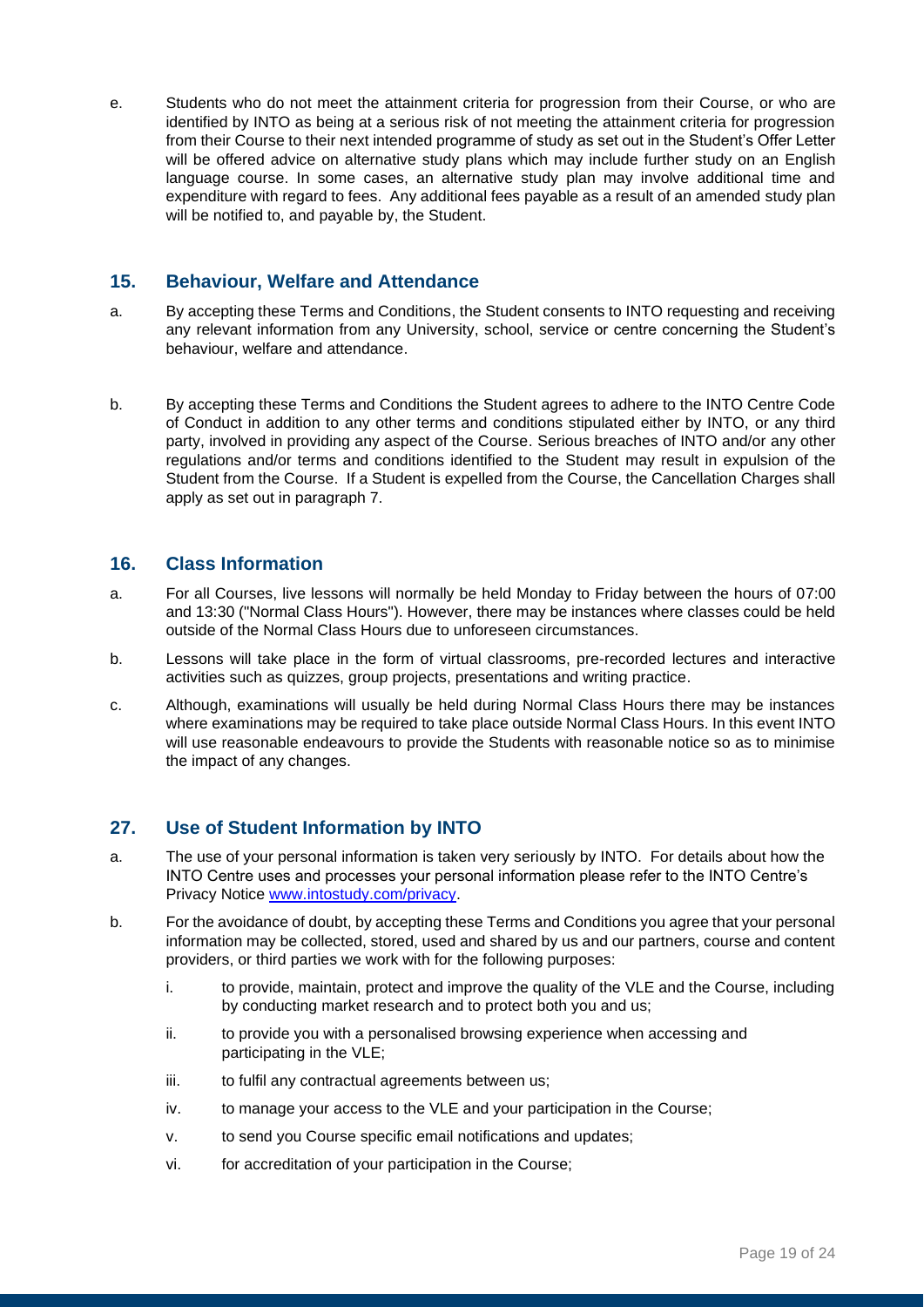e. Students who do not meet the attainment criteria for progression from their Course, or who are identified by INTO as being at a serious risk of not meeting the attainment criteria for progression from their Course to their next intended programme of study as set out in the Student's Offer Letter will be offered advice on alternative study plans which may include further study on an English language course. In some cases, an alternative study plan may involve additional time and expenditure with regard to fees. Any additional fees payable as a result of an amended study plan will be notified to, and payable by, the Student.

## 15. Behaviour, Welfare and Attendance

a. By accepting these Terms and Conditions, the Student consents to INTO requesting and receiving any relevant information from any University, school, service or centre concerning the Student's behaviour, welfare and attendance.

b. By accepting these Terms and Conditions the Student agrees to adhere to the INTO Centre Code of Conduct in addition to any other terms and conditions stipulated either by INTO, or any third party, involved in providing any aspect of the Course. Serious breaches of INTO and/or any other regulations and/or terms and conditions identified to the Student may result in expulsion of the Student from the Course. If a Student is expelled from the Course, the Cancellation Charges shall apply as set out in paragraph 7.

## 16. Class Information

a. For all Courses, live lessons will normally be held Monday to Friday between the hours of 07:00 and 13:30 ("Normal Class Hours"). However, there may be instances where classes could be held outside of the Normal Class Hours due to unforeseen circumstances.

b. Lessons will take place in the form of virtual classrooms, pre-recorded lectures and interactive activities such as quizzes, group projects, presentations and writing practice.

c. Although, examinations will usually be held during Normal Class Hours there may be instances where examinations may be required to take place outside Normal Class Hours. In this event INTO will use reasonable endeavours to provide the Students with reasonable notice so as to minimise the impact of any changes.

## 27. Use of Student Information by INTO

a. The use of your personal information is taken very seriously by INTO. For details about how the INTO Centre uses and processes your personal information please refer to the INTO Centre's Privacy Notice [www.intostudy.com/privacy](www.intostudy.com/privacy).

b. For the avoidance of doubt, by accepting these Terms and Conditions you agree that your personal information may be collected, stored, used and shared by us and our partners, course and content providers, or third parties we work with for the following purposes:

   i. to provide, maintain, protect and improve the quality of the VLE and the Course, including by conducting market research and to protect both you and us;

   ii. to provide you with a personalised browsing experience when accessing and participating in the VLE;

   iii. to fulfil any contractual agreements between us;

   iv. to manage your access to the VLE and your participation in the Course;

   v. to send you Course specific email notifications and updates;

   vi. for accreditation of your participation in the Course;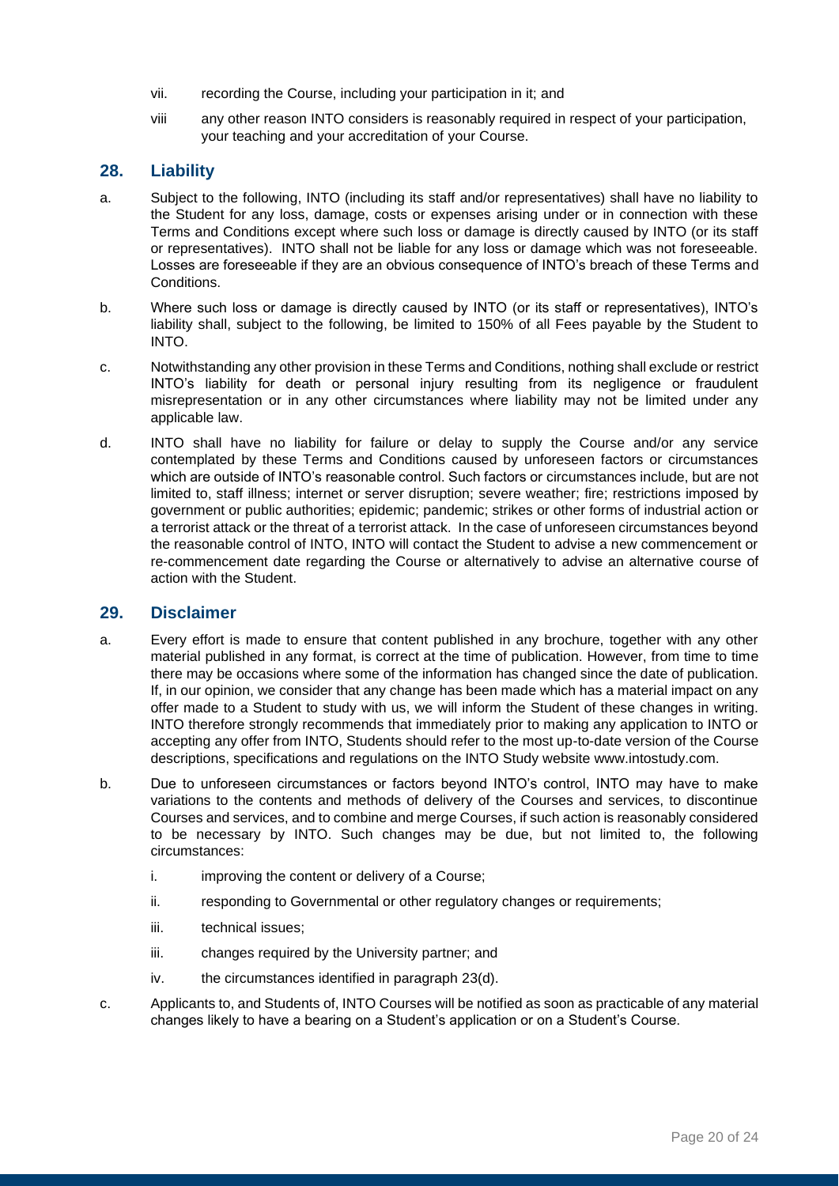vii. recording the Course, including your participation in it; and

viii any other reason INTO considers is reasonably required in respect of your participation, your teaching and your accreditation of your Course.

## 28. Liability

a. Subject to the following, INTO (including its staff and/or representatives) shall have no liability to the Student for any loss, damage, costs or expenses arising under or in connection with these Terms and Conditions except where such loss or damage is directly caused by INTO (or its staff or representatives). INTO shall not be liable for any loss or damage which was not foreseeable. Losses are foreseeable if they are an obvious consequence of INTO's breach of these Terms and Conditions.

b. Where such loss or damage is directly caused by INTO (or its staff or representatives), INTO's liability shall, subject to the following, be limited to 150% of all Fees payable by the Student to INTO.

c. Notwithstanding any other provision in these Terms and Conditions, nothing shall exclude or restrict INTO's liability for death or personal injury resulting from its negligence or fraudulent misrepresentation or in any other circumstances where liability may not be limited under any applicable law.

d. INTO shall have no liability for failure or delay to supply the Course and/or any service contemplated by these Terms and Conditions caused by unforeseen factors or circumstances which are outside of INTO's reasonable control. Such factors or circumstances include, but are not limited to, staff illness; internet or server disruption; severe weather; fire; restrictions imposed by government or public authorities; epidemic; pandemic; strikes or other forms of industrial action or a terrorist attack or the threat of a terrorist attack. In the case of unforeseen circumstances beyond the reasonable control of INTO, INTO will contact the Student to advise a new commencement or re-commencement date regarding the Course or alternatively to advise an alternative course of action with the Student.

## 29. Disclaimer

a. Every effort is made to ensure that content published in any brochure, together with any other material published in any format, is correct at the time of publication. However, from time to time there may be occasions where some of the information has changed since the date of publication. If, in our opinion, we consider that any change has been made which has a material impact on any offer made to a Student to study with us, we will inform the Student of these changes in writing. INTO therefore strongly recommends that immediately prior to making any application to INTO or accepting any offer from INTO, Students should refer to the most up-to-date version of the Course descriptions, specifications and regulations on the INTO Study website www.intostudy.com.

b. Due to unforeseen circumstances or factors beyond INTO's control, INTO may have to make variations to the contents and methods of delivery of the Courses and services, to discontinue Courses and services, and to combine and merge Courses, if such action is reasonably considered to be necessary by INTO. Such changes may be due, but not limited to, the following circumstances:

   i. improving the content or delivery of a Course;

   ii. responding to Governmental or other regulatory changes or requirements;

   iii. technical issues;

   iii. changes required by the University partner; and

   iv. the circumstances identified in paragraph 23(d).

c. Applicants to, and Students of, INTO Courses will be notified as soon as practicable of any material changes likely to have a bearing on a Student's application or on a Student's Course.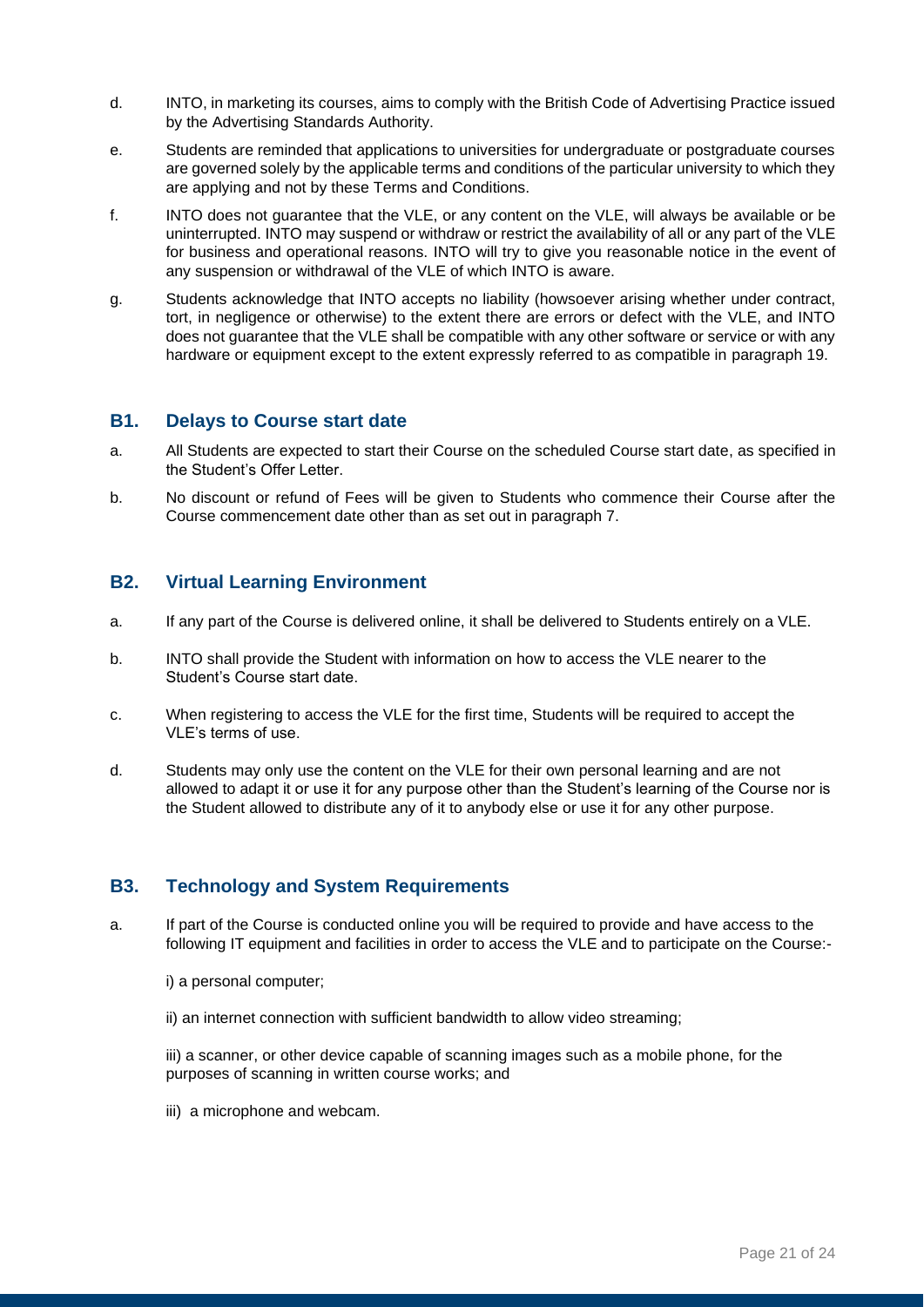d. INTO, in marketing its courses, aims to comply with the British Code of Advertising Practice issued by the Advertising Standards Authority.

e. Students are reminded that applications to universities for undergraduate or postgraduate courses are governed solely by the applicable terms and conditions of the particular university to which they are applying and not by these Terms and Conditions.

f. INTO does not guarantee that the VLE, or any content on the VLE, will always be available or be uninterrupted. INTO may suspend or withdraw or restrict the availability of all or any part of the VLE for business and operational reasons. INTO will try to give you reasonable notice in the event of any suspension or withdrawal of the VLE of which INTO is aware.

g. Students acknowledge that INTO accepts no liability (howsoever arising whether under contract, tort, in negligence or otherwise) to the extent there are errors or defect with the VLE, and INTO does not guarantee that the VLE shall be compatible with any other software or service or with any hardware or equipment except to the extent expressly referred to as compatible in paragraph 19.

## B1. Delays to Course start date

a. All Students are expected to start their Course on the scheduled Course start date, as specified in the Student's Offer Letter.

b. No discount or refund of Fees will be given to Students who commence their Course after the Course commencement date other than as set out in paragraph 7.

## B2. Virtual Learning Environment

a. If any part of the Course is delivered online, it shall be delivered to Students entirely on a VLE.

b. INTO shall provide the Student with information on how to access the VLE nearer to the Student's Course start date.

c. When registering to access the VLE for the first time, Students will be required to accept the VLE's terms of use.

d. Students may only use the content on the VLE for their own personal learning and are not allowed to adapt it or use it for any purpose other than the Student's learning of the Course nor is the Student allowed to distribute any of it to anybody else or use it for any other purpose.

## B3. Technology and System Requirements

a. If part of the Course is conducted online you will be required to provide and have access to the following IT equipment and facilities in order to access the VLE and to participate on the Course:-

i) a personal computer;

ii) an internet connection with sufficient bandwidth to allow video streaming;

iii) a scanner, or other device capable of scanning images such as a mobile phone, for the purposes of scanning in written course works; and

iii) a microphone and webcam.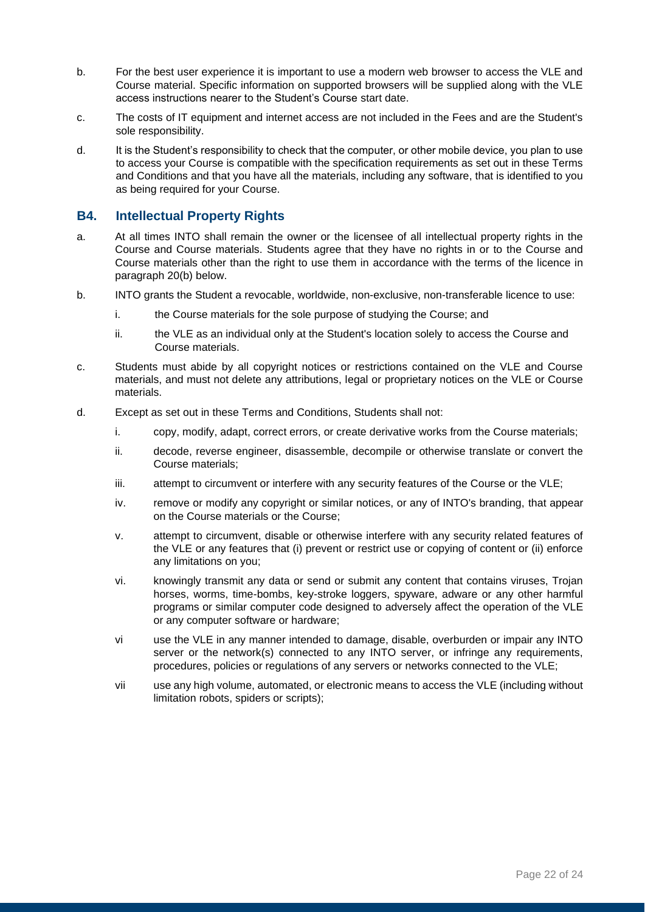b. For the best user experience it is important to use a modern web browser to access the VLE and Course material. Specific information on supported browsers will be supplied along with the VLE access instructions nearer to the Student's Course start date.

c. The costs of IT equipment and internet access are not included in the Fees and are the Student's sole responsibility.

d. It is the Student's responsibility to check that the computer, or other mobile device, you plan to use to access your Course is compatible with the specification requirements as set out in these Terms and Conditions and that you have all the materials, including any software, that is identified to you as being required for your Course.

## B4. Intellectual Property Rights

a. At all times INTO shall remain the owner or the licensee of all intellectual property rights in the Course and Course materials. Students agree that they have no rights in or to the Course and Course materials other than the right to use them in accordance with the terms of the licence in paragraph 20(b) below.

b. INTO grants the Student a revocable, worldwide, non-exclusive, non-transferable licence to use:

   i. the Course materials for the sole purpose of studying the Course; and

   ii. the VLE as an individual only at the Student's location solely to access the Course and Course materials.

c. Students must abide by all copyright notices or restrictions contained on the VLE and Course materials, and must not delete any attributions, legal or proprietary notices on the VLE or Course materials.

d. Except as set out in these Terms and Conditions, Students shall not:

   i. copy, modify, adapt, correct errors, or create derivative works from the Course materials;

   ii. decode, reverse engineer, disassemble, decompile or otherwise translate or convert the Course materials;

   iii. attempt to circumvent or interfere with any security features of the Course or the VLE;

   iv. remove or modify any copyright or similar notices, or any of INTO's branding, that appear on the Course materials or the Course;

   v. attempt to circumvent, disable or otherwise interfere with any security related features of the VLE or any features that (i) prevent or restrict use or copying of content or (ii) enforce any limitations on you;

   vi. knowingly transmit any data or send or submit any content that contains viruses, Trojan horses, worms, time-bombs, key-stroke loggers, spyware, adware or any other harmful programs or similar computer code designed to adversely affect the operation of the VLE or any computer software or hardware;

   vi use the VLE in any manner intended to damage, disable, overburden or impair any INTO server or the network(s) connected to any INTO server, or infringe any requirements, procedures, policies or regulations of any servers or networks connected to the VLE;

   vii use any high volume, automated, or electronic means to access the VLE (including without limitation robots, spiders or scripts);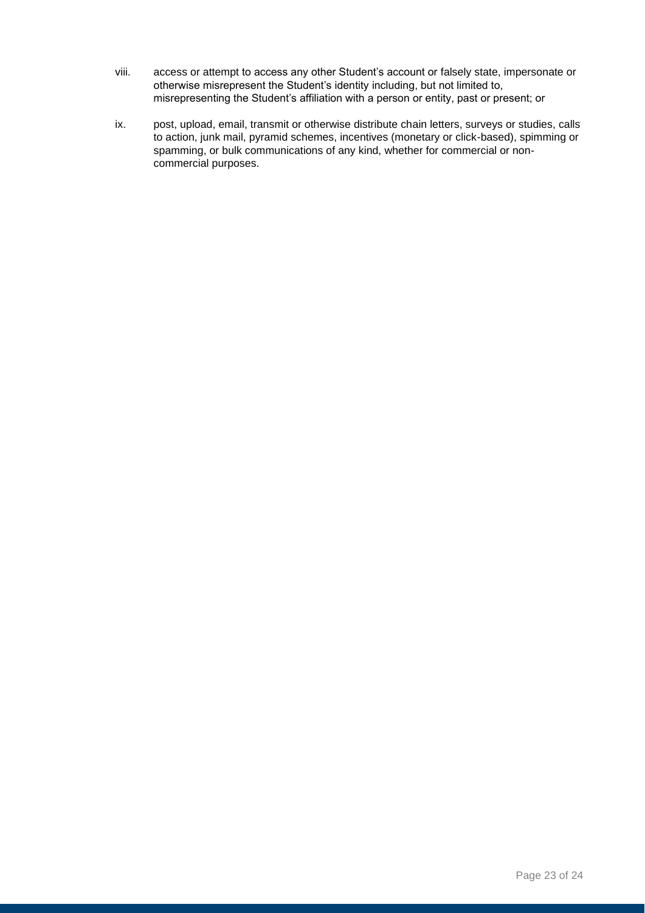viii. access or attempt to access any other Student's account or falsely state, impersonate or otherwise misrepresent the Student's identity including, but not limited to, misrepresenting the Student's affiliation with a person or entity, past or present; or

ix. post, upload, email, transmit or otherwise distribute chain letters, surveys or studies, calls to action, junk mail, pyramid schemes, incentives (monetary or click-based), spimming or spamming, or bulk communications of any kind, whether for commercial or non-commercial purposes.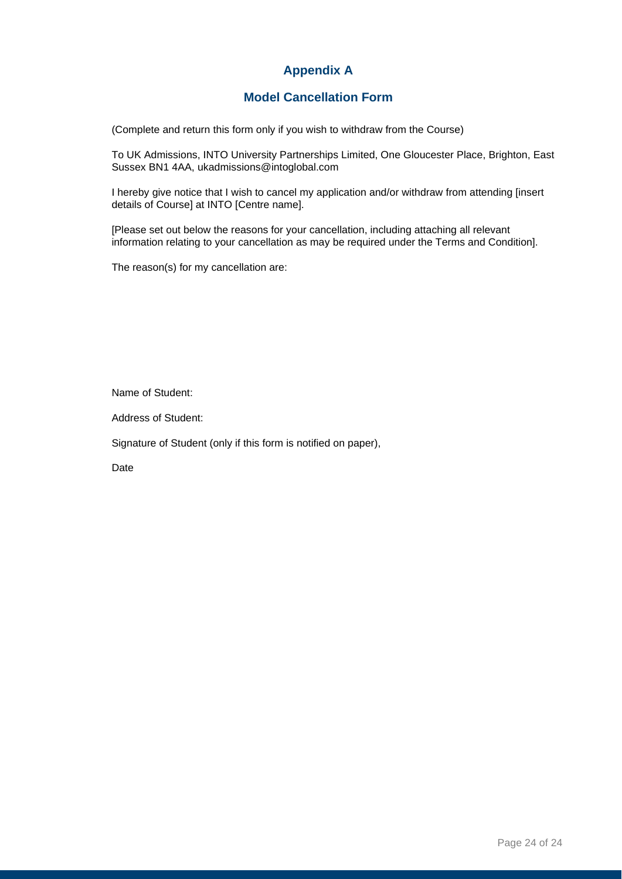## Appendix A

## Model Cancellation Form

(Complete and return this form only if you wish to withdraw from the Course)

To UK Admissions, INTO University Partnerships Limited, One Gloucester Place, Brighton, East Sussex BN1 4AA, ukadmissions@intoglobal.com

I hereby give notice that I wish to cancel my application and/or withdraw from attending [insert details of Course] at INTO [Centre name].

[Please set out below the reasons for your cancellation, including attaching all relevant information relating to your cancellation as may be required under the Terms and Condition].

The reason(s) for my cancellation are:

Name of Student:

Address of Student:

Signature of Student (only if this form is notified on paper),

Date